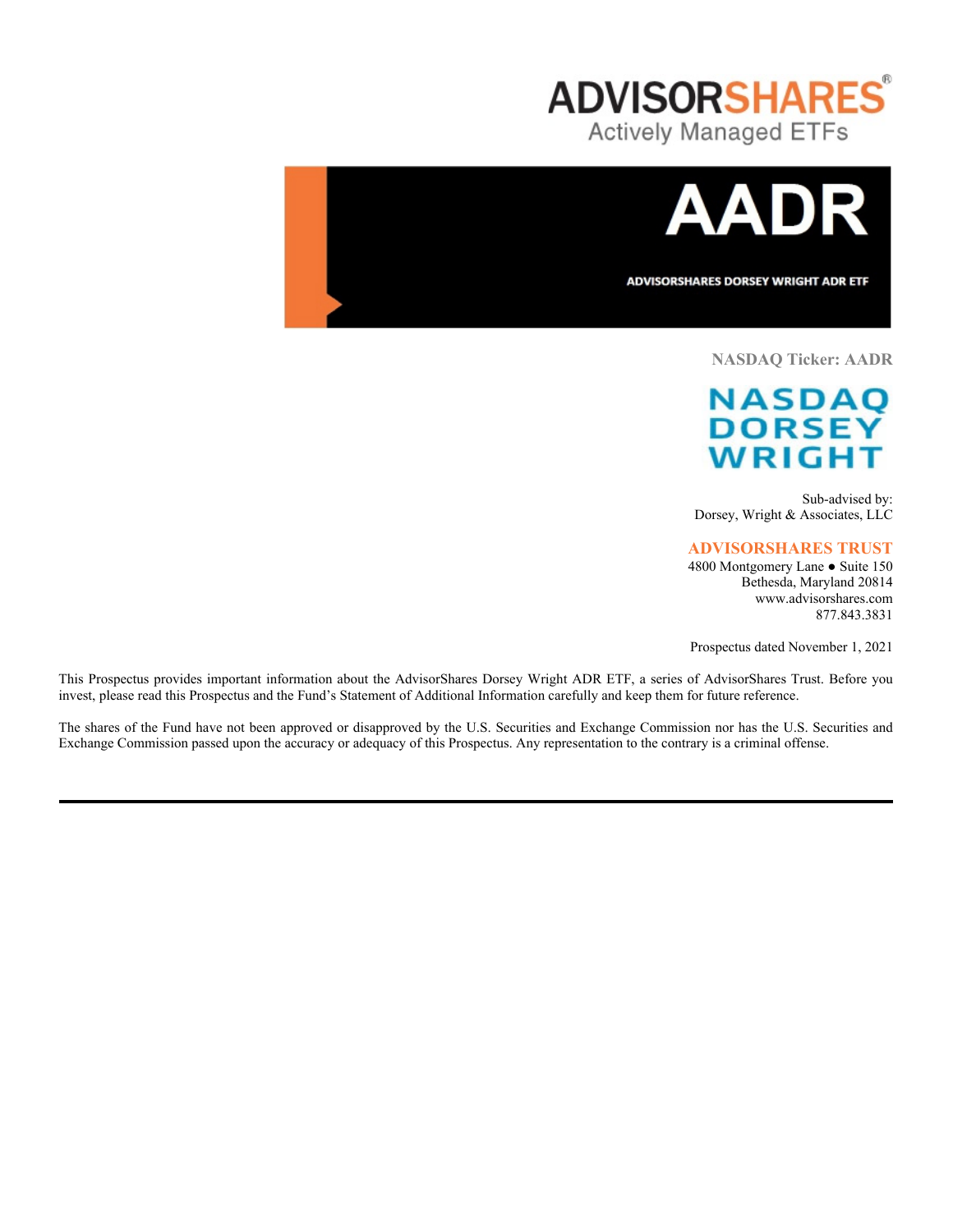# ADVISORSHARES

Actively Managed ETFs

# AADR

**ADVISORSHARES DORSEY WRIGHT ADR ETF**

**NASDAQ Ticker: AADR**

NASDAQ DORSEY WRIGHT

Sub-advised by:
Dorsey, Wright & Associates, LLC

**ADVISORSHARES TRUST**
4800 Montgomery Lane ● Suite 150
Bethesda, Maryland 20814
www.advisorshares.com
877.843.3831

Prospectus dated November 1, 2021

This Prospectus provides important information about the AdvisorShares Dorsey Wright ADR ETF, a series of AdvisorShares Trust. Before you invest, please read this Prospectus and the Fund's Statement of Additional Information carefully and keep them for future reference.

The shares of the Fund have not been approved or disapproved by the U.S. Securities and Exchange Commission nor has the U.S. Securities and Exchange Commission passed upon the accuracy or adequacy of this Prospectus. Any representation to the contrary is a criminal offense.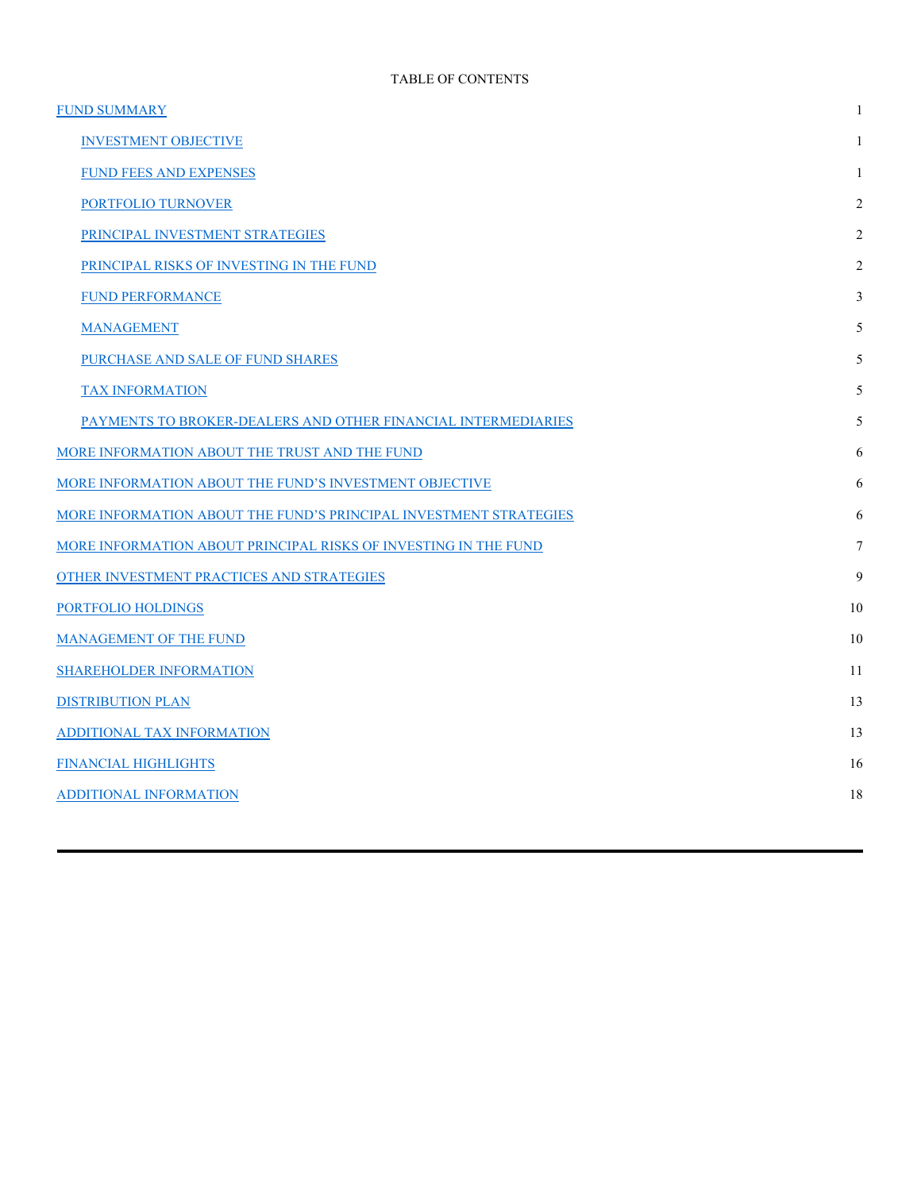TABLE OF CONTENTS

| | |
|---|---|
| FUND SUMMARY | 1 |
| INVESTMENT OBJECTIVE | 1 |
| FUND FEES AND EXPENSES | 1 |
| PORTFOLIO TURNOVER | 2 |
| PRINCIPAL INVESTMENT STRATEGIES | 2 |
| PRINCIPAL RISKS OF INVESTING IN THE FUND | 2 |
| FUND PERFORMANCE | 3 |
| MANAGEMENT | 5 |
| PURCHASE AND SALE OF FUND SHARES | 5 |
| TAX INFORMATION | 5 |
| PAYMENTS TO BROKER-DEALERS AND OTHER FINANCIAL INTERMEDIARIES | 5 |
| MORE INFORMATION ABOUT THE TRUST AND THE FUND | 6 |
| MORE INFORMATION ABOUT THE FUND'S INVESTMENT OBJECTIVE | 6 |
| MORE INFORMATION ABOUT THE FUND'S PRINCIPAL INVESTMENT STRATEGIES | 6 |
| MORE INFORMATION ABOUT PRINCIPAL RISKS OF INVESTING IN THE FUND | 7 |
| OTHER INVESTMENT PRACTICES AND STRATEGIES | 9 |
| PORTFOLIO HOLDINGS | 10 |
| MANAGEMENT OF THE FUND | 10 |
| SHAREHOLDER INFORMATION | 11 |
| DISTRIBUTION PLAN | 13 |
| ADDITIONAL TAX INFORMATION | 13 |
| FINANCIAL HIGHLIGHTS | 16 |
| ADDITIONAL INFORMATION | 18 |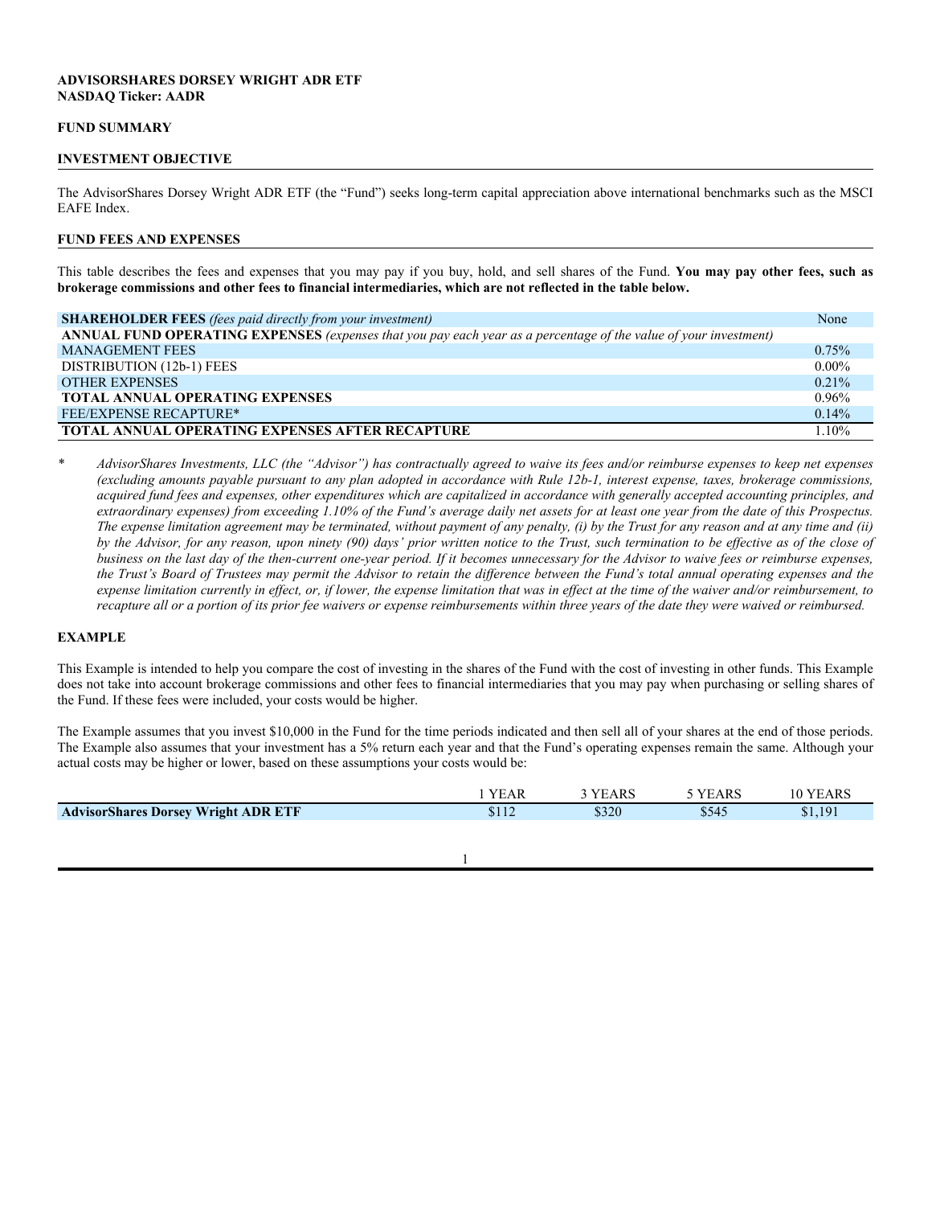**ADVISORSHARES DORSEY WRIGHT ADR ETF**
**NASDAQ Ticker: AADR**

## FUND SUMMARY

### INVESTMENT OBJECTIVE

The AdvisorShares Dorsey Wright ADR ETF (the "Fund") seeks long-term capital appreciation above international benchmarks such as the MSCI EAFE Index.

### FUND FEES AND EXPENSES

This table describes the fees and expenses that you may pay if you buy, hold, and sell shares of the Fund. **You may pay other fees, such as brokerage commissions and other fees to financial intermediaries, which are not reflected in the table below.**

| | |
|---|---|
| **SHAREHOLDER FEES** *(fees paid directly from your investment)* | None |
| **ANNUAL FUND OPERATING EXPENSES** *(expenses that you pay each year as a percentage of the value of your investment)* | |
| MANAGEMENT FEES | 0.75% |
| DISTRIBUTION (12b-1) FEES | 0.00% |
| OTHER EXPENSES | 0.21% |
| **TOTAL ANNUAL OPERATING EXPENSES** | 0.96% |
| FEE/EXPENSE RECAPTURE* | 0.14% |
| **TOTAL ANNUAL OPERATING EXPENSES AFTER RECAPTURE** | 1.10% |

\* *AdvisorShares Investments, LLC (the "Advisor") has contractually agreed to waive its fees and/or reimburse expenses to keep net expenses (excluding amounts payable pursuant to any plan adopted in accordance with Rule 12b-1, interest expense, taxes, brokerage commissions, acquired fund fees and expenses, other expenditures which are capitalized in accordance with generally accepted accounting principles, and extraordinary expenses) from exceeding 1.10% of the Fund's average daily net assets for at least one year from the date of this Prospectus. The expense limitation agreement may be terminated, without payment of any penalty, (i) by the Trust for any reason and at any time and (ii) by the Advisor, for any reason, upon ninety (90) days' prior written notice to the Trust, such termination to be effective as of the close of business on the last day of the then-current one-year period. If it becomes unnecessary for the Advisor to waive fees or reimburse expenses, the Trust's Board of Trustees may permit the Advisor to retain the difference between the Fund's total annual operating expenses and the expense limitation currently in effect, or, if lower, the expense limitation that was in effect at the time of the waiver and/or reimbursement, to recapture all or a portion of its prior fee waivers or expense reimbursements within three years of the date they were waived or reimbursed.*

### EXAMPLE

This Example is intended to help you compare the cost of investing in the shares of the Fund with the cost of investing in other funds. This Example does not take into account brokerage commissions and other fees to financial intermediaries that you may pay when purchasing or selling shares of the Fund. If these fees were included, your costs would be higher.

The Example assumes that you invest $10,000 in the Fund for the time periods indicated and then sell all of your shares at the end of those periods. The Example also assumes that your investment has a 5% return each year and that the Fund's operating expenses remain the same. Although your actual costs may be higher or lower, based on these assumptions your costs would be:

| | 1 YEAR | 3 YEARS | 5 YEARS | 10 YEARS |
|---|---|---|---|---|
| **AdvisorShares Dorsey Wright ADR ETF** | $112 | $320 | $545 | $1,191 |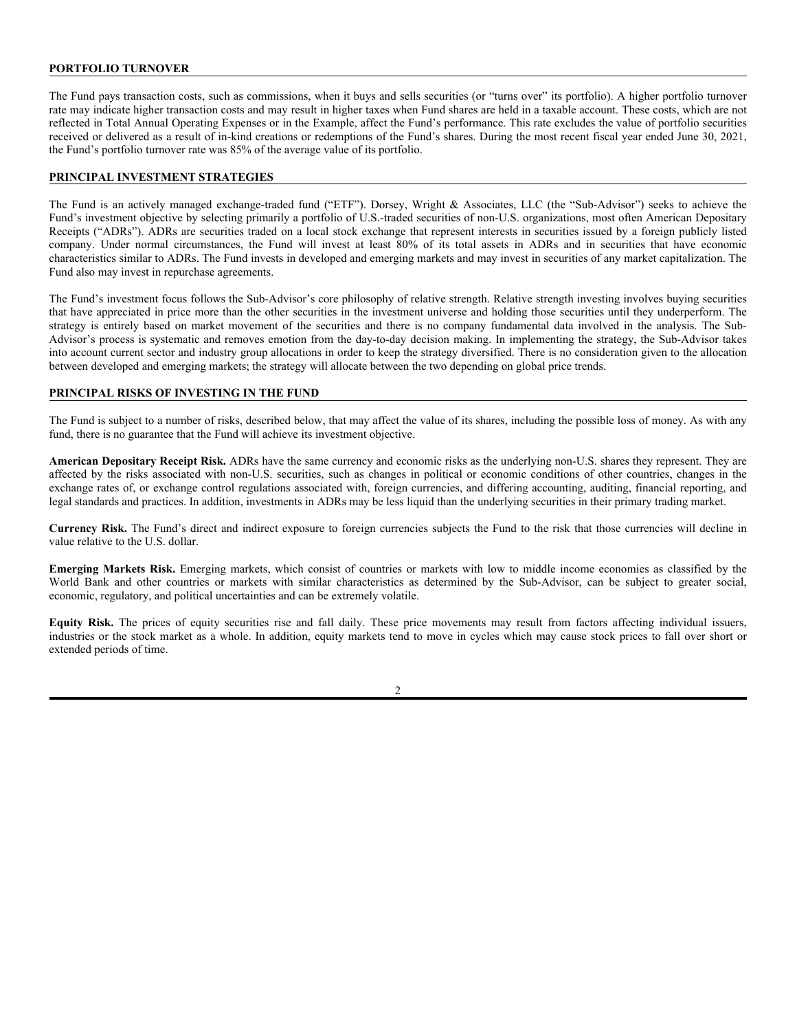## PORTFOLIO TURNOVER

The Fund pays transaction costs, such as commissions, when it buys and sells securities (or "turns over" its portfolio). A higher portfolio turnover rate may indicate higher transaction costs and may result in higher taxes when Fund shares are held in a taxable account. These costs, which are not reflected in Total Annual Operating Expenses or in the Example, affect the Fund's performance. This rate excludes the value of portfolio securities received or delivered as a result of in-kind creations or redemptions of the Fund's shares. During the most recent fiscal year ended June 30, 2021, the Fund's portfolio turnover rate was 85% of the average value of its portfolio.

## PRINCIPAL INVESTMENT STRATEGIES

The Fund is an actively managed exchange-traded fund ("ETF"). Dorsey, Wright & Associates, LLC (the "Sub-Advisor") seeks to achieve the Fund's investment objective by selecting primarily a portfolio of U.S.-traded securities of non-U.S. organizations, most often American Depositary Receipts ("ADRs"). ADRs are securities traded on a local stock exchange that represent interests in securities issued by a foreign publicly listed company. Under normal circumstances, the Fund will invest at least 80% of its total assets in ADRs and in securities that have economic characteristics similar to ADRs. The Fund invests in developed and emerging markets and may invest in securities of any market capitalization. The Fund also may invest in repurchase agreements.

The Fund's investment focus follows the Sub-Advisor's core philosophy of relative strength. Relative strength investing involves buying securities that have appreciated in price more than the other securities in the investment universe and holding those securities until they underperform. The strategy is entirely based on market movement of the securities and there is no company fundamental data involved in the analysis. The Sub-Advisor's process is systematic and removes emotion from the day-to-day decision making. In implementing the strategy, the Sub-Advisor takes into account current sector and industry group allocations in order to keep the strategy diversified. There is no consideration given to the allocation between developed and emerging markets; the strategy will allocate between the two depending on global price trends.

## PRINCIPAL RISKS OF INVESTING IN THE FUND

The Fund is subject to a number of risks, described below, that may affect the value of its shares, including the possible loss of money. As with any fund, there is no guarantee that the Fund will achieve its investment objective.

**American Depositary Receipt Risk.** ADRs have the same currency and economic risks as the underlying non-U.S. shares they represent. They are affected by the risks associated with non-U.S. securities, such as changes in political or economic conditions of other countries, changes in the exchange rates of, or exchange control regulations associated with, foreign currencies, and differing accounting, auditing, financial reporting, and legal standards and practices. In addition, investments in ADRs may be less liquid than the underlying securities in their primary trading market.

**Currency Risk.** The Fund's direct and indirect exposure to foreign currencies subjects the Fund to the risk that those currencies will decline in value relative to the U.S. dollar.

**Emerging Markets Risk.** Emerging markets, which consist of countries or markets with low to middle income economies as classified by the World Bank and other countries or markets with similar characteristics as determined by the Sub-Advisor, can be subject to greater social, economic, regulatory, and political uncertainties and can be extremely volatile.

**Equity Risk.** The prices of equity securities rise and fall daily. These price movements may result from factors affecting individual issuers, industries or the stock market as a whole. In addition, equity markets tend to move in cycles which may cause stock prices to fall over short or extended periods of time.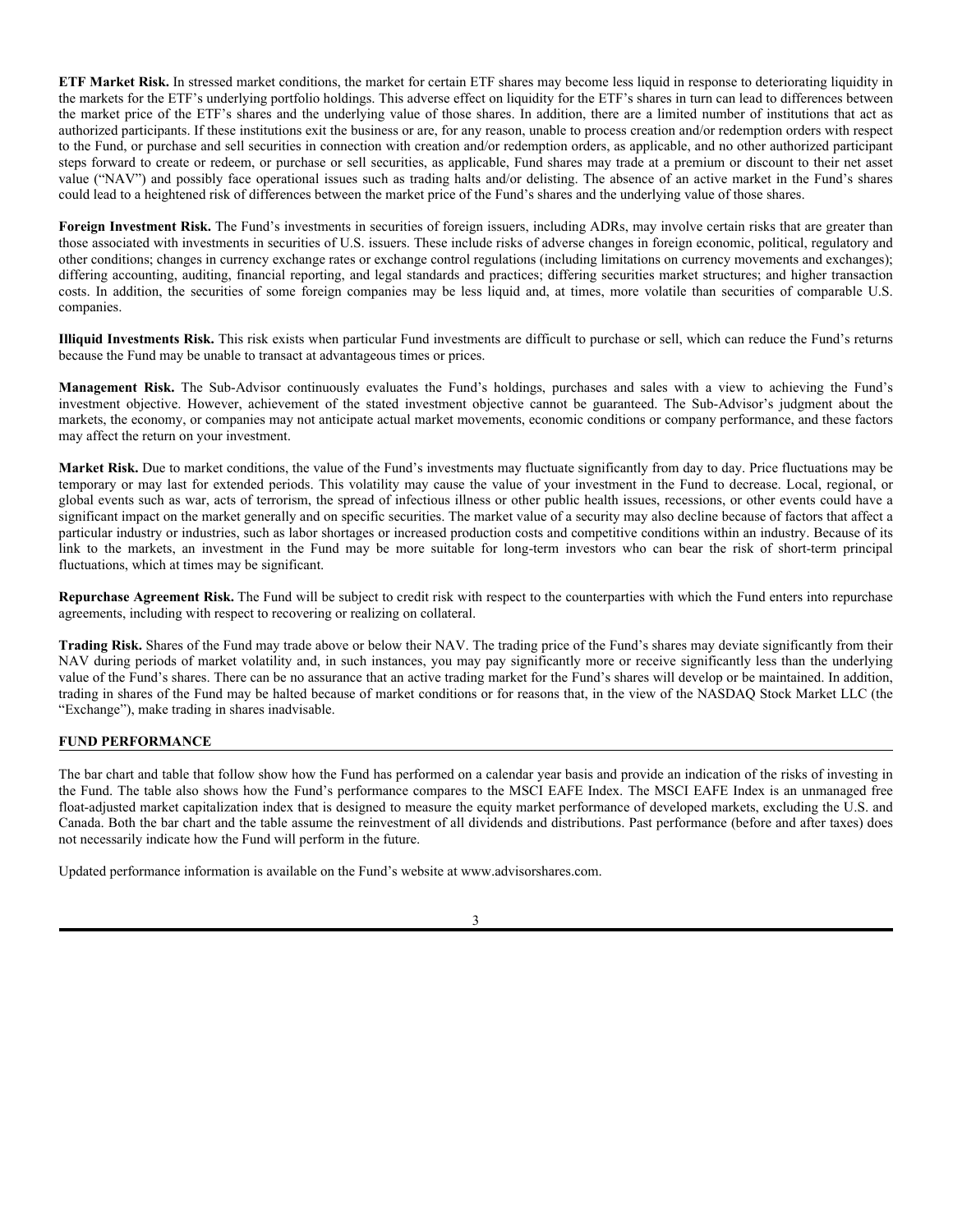**ETF Market Risk.** In stressed market conditions, the market for certain ETF shares may become less liquid in response to deteriorating liquidity in the markets for the ETF's underlying portfolio holdings. This adverse effect on liquidity for the ETF's shares in turn can lead to differences between the market price of the ETF's shares and the underlying value of those shares. In addition, there are a limited number of institutions that act as authorized participants. If these institutions exit the business or are, for any reason, unable to process creation and/or redemption orders with respect to the Fund, or purchase and sell securities in connection with creation and/or redemption orders, as applicable, and no other authorized participant steps forward to create or redeem, or purchase or sell securities, as applicable, Fund shares may trade at a premium or discount to their net asset value ("NAV") and possibly face operational issues such as trading halts and/or delisting. The absence of an active market in the Fund's shares could lead to a heightened risk of differences between the market price of the Fund's shares and the underlying value of those shares.

**Foreign Investment Risk.** The Fund's investments in securities of foreign issuers, including ADRs, may involve certain risks that are greater than those associated with investments in securities of U.S. issuers. These include risks of adverse changes in foreign economic, political, regulatory and other conditions; changes in currency exchange rates or exchange control regulations (including limitations on currency movements and exchanges); differing accounting, auditing, financial reporting, and legal standards and practices; differing securities market structures; and higher transaction costs. In addition, the securities of some foreign companies may be less liquid and, at times, more volatile than securities of comparable U.S. companies.

**Illiquid Investments Risk.** This risk exists when particular Fund investments are difficult to purchase or sell, which can reduce the Fund's returns because the Fund may be unable to transact at advantageous times or prices.

**Management Risk.** The Sub-Advisor continuously evaluates the Fund's holdings, purchases and sales with a view to achieving the Fund's investment objective. However, achievement of the stated investment objective cannot be guaranteed. The Sub-Advisor's judgment about the markets, the economy, or companies may not anticipate actual market movements, economic conditions or company performance, and these factors may affect the return on your investment.

**Market Risk.** Due to market conditions, the value of the Fund's investments may fluctuate significantly from day to day. Price fluctuations may be temporary or may last for extended periods. This volatility may cause the value of your investment in the Fund to decrease. Local, regional, or global events such as war, acts of terrorism, the spread of infectious illness or other public health issues, recessions, or other events could have a significant impact on the market generally and on specific securities. The market value of a security may also decline because of factors that affect a particular industry or industries, such as labor shortages or increased production costs and competitive conditions within an industry. Because of its link to the markets, an investment in the Fund may be more suitable for long-term investors who can bear the risk of short-term principal fluctuations, which at times may be significant.

**Repurchase Agreement Risk.** The Fund will be subject to credit risk with respect to the counterparties with which the Fund enters into repurchase agreements, including with respect to recovering or realizing on collateral.

**Trading Risk.** Shares of the Fund may trade above or below their NAV. The trading price of the Fund's shares may deviate significantly from their NAV during periods of market volatility and, in such instances, you may pay significantly more or receive significantly less than the underlying value of the Fund's shares. There can be no assurance that an active trading market for the Fund's shares will develop or be maintained. In addition, trading in shares of the Fund may be halted because of market conditions or for reasons that, in the view of the NASDAQ Stock Market LLC (the "Exchange"), make trading in shares inadvisable.

## FUND PERFORMANCE

The bar chart and table that follow show how the Fund has performed on a calendar year basis and provide an indication of the risks of investing in the Fund. The table also shows how the Fund's performance compares to the MSCI EAFE Index. The MSCI EAFE Index is an unmanaged free float-adjusted market capitalization index that is designed to measure the equity market performance of developed markets, excluding the U.S. and Canada. Both the bar chart and the table assume the reinvestment of all dividends and distributions. Past performance (before and after taxes) does not necessarily indicate how the Fund will perform in the future.

Updated performance information is available on the Fund's website at www.advisorshares.com.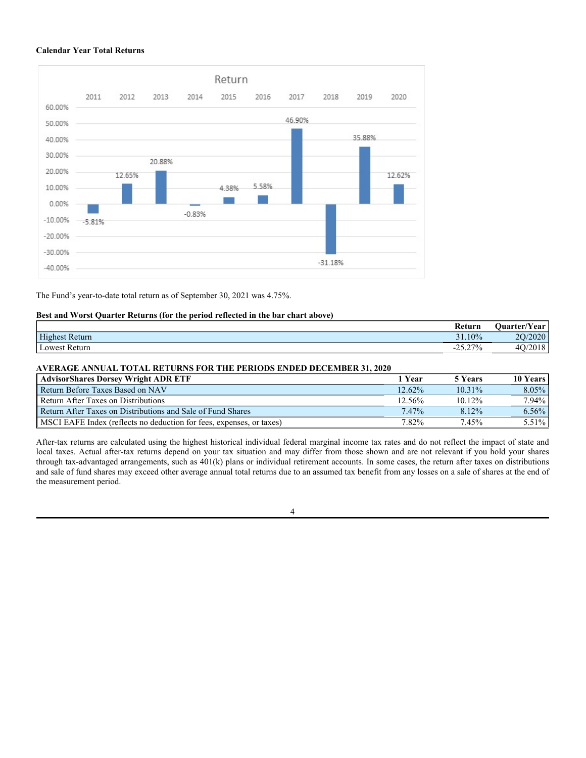**Calendar Year Total Returns**

| Year | Return |
|---|---|
| 2011 | -5.81% |
| 2012 | 12.65% |
| 2013 | 20.88% |
| 2014 | -0.83% |
| 2015 | 4.38% |
| 2016 | 5.58% |
| 2017 | 46.90% |
| 2018 | -31.18% |
| 2019 | 35.88% |
| 2020 | 12.62% |

The Fund's year-to-date total return as of September 30, 2021 was 4.75%.

**Best and Worst Quarter Returns (for the period reflected in the bar chart above)**

| | Return | Quarter/Year |
|---|---|---|
| Highest Return | 31.10% | 2Q/2020 |
| Lowest Return | -25.27% | 4Q/2018 |

**AVERAGE ANNUAL TOTAL RETURNS FOR THE PERIODS ENDED DECEMBER 31, 2020**

| AdvisorShares Dorsey Wright ADR ETF | 1 Year | 5 Years | 10 Years |
|---|---|---|---|
| Return Before Taxes Based on NAV | 12.62% | 10.31% | 8.05% |
| Return After Taxes on Distributions | 12.56% | 10.12% | 7.94% |
| Return After Taxes on Distributions and Sale of Fund Shares | 7.47% | 8.12% | 6.56% |
| MSCI EAFE Index (reflects no deduction for fees, expenses, or taxes) | 7.82% | 7.45% | 5.51% |

After-tax returns are calculated using the highest historical individual federal marginal income tax rates and do not reflect the impact of state and local taxes. Actual after-tax returns depend on your tax situation and may differ from those shown and are not relevant if you hold your shares through tax-advantaged arrangements, such as 401(k) plans or individual retirement accounts. In some cases, the return after taxes on distributions and sale of fund shares may exceed other average annual total returns due to an assumed tax benefit from any losses on a sale of shares at the end of the measurement period.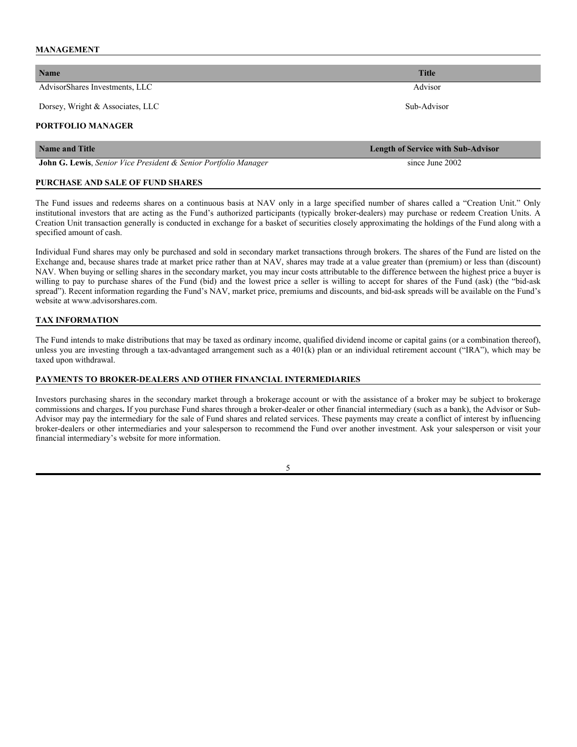## MANAGEMENT

| Name | Title |
|---|---|
| AdvisorShares Investments, LLC | Advisor |
| Dorsey, Wright & Associates, LLC | Sub-Advisor |

## PORTFOLIO MANAGER

| Name and Title | Length of Service with Sub-Advisor |
|---|---|
| **John G. Lewis**, *Senior Vice President & Senior Portfolio Manager* | since June 2002 |

## PURCHASE AND SALE OF FUND SHARES

The Fund issues and redeems shares on a continuous basis at NAV only in a large specified number of shares called a "Creation Unit." Only institutional investors that are acting as the Fund's authorized participants (typically broker-dealers) may purchase or redeem Creation Units. A Creation Unit transaction generally is conducted in exchange for a basket of securities closely approximating the holdings of the Fund along with a specified amount of cash.

Individual Fund shares may only be purchased and sold in secondary market transactions through brokers. The shares of the Fund are listed on the Exchange and, because shares trade at market price rather than at NAV, shares may trade at a value greater than (premium) or less than (discount) NAV. When buying or selling shares in the secondary market, you may incur costs attributable to the difference between the highest price a buyer is willing to pay to purchase shares of the Fund (bid) and the lowest price a seller is willing to accept for shares of the Fund (ask) (the "bid-ask spread"). Recent information regarding the Fund's NAV, market price, premiums and discounts, and bid-ask spreads will be available on the Fund's website at www.advisorshares.com.

## TAX INFORMATION

The Fund intends to make distributions that may be taxed as ordinary income, qualified dividend income or capital gains (or a combination thereof), unless you are investing through a tax-advantaged arrangement such as a 401(k) plan or an individual retirement account ("IRA"), which may be taxed upon withdrawal.

## PAYMENTS TO BROKER-DEALERS AND OTHER FINANCIAL INTERMEDIARIES

Investors purchasing shares in the secondary market through a brokerage account or with the assistance of a broker may be subject to brokerage commissions and charges**.** If you purchase Fund shares through a broker-dealer or other financial intermediary (such as a bank), the Advisor or Sub-Advisor may pay the intermediary for the sale of Fund shares and related services. These payments may create a conflict of interest by influencing broker-dealers or other intermediaries and your salesperson to recommend the Fund over another investment. Ask your salesperson or visit your financial intermediary's website for more information.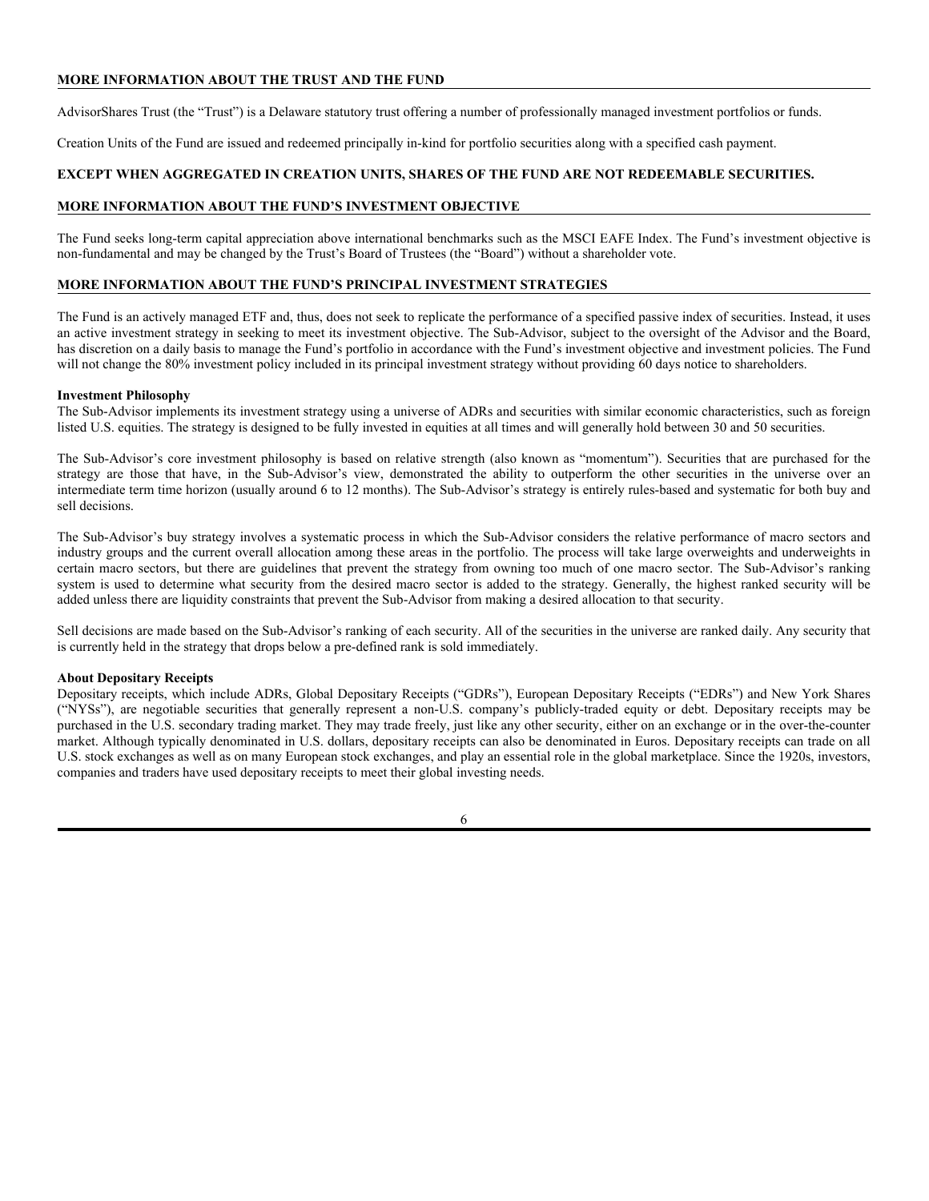## MORE INFORMATION ABOUT THE TRUST AND THE FUND

AdvisorShares Trust (the "Trust") is a Delaware statutory trust offering a number of professionally managed investment portfolios or funds.

Creation Units of the Fund are issued and redeemed principally in-kind for portfolio securities along with a specified cash payment.

**EXCEPT WHEN AGGREGATED IN CREATION UNITS, SHARES OF THE FUND ARE NOT REDEEMABLE SECURITIES.**

## MORE INFORMATION ABOUT THE FUND'S INVESTMENT OBJECTIVE

The Fund seeks long-term capital appreciation above international benchmarks such as the MSCI EAFE Index. The Fund's investment objective is non-fundamental and may be changed by the Trust's Board of Trustees (the "Board") without a shareholder vote.

## MORE INFORMATION ABOUT THE FUND'S PRINCIPAL INVESTMENT STRATEGIES

The Fund is an actively managed ETF and, thus, does not seek to replicate the performance of a specified passive index of securities. Instead, it uses an active investment strategy in seeking to meet its investment objective. The Sub-Advisor, subject to the oversight of the Advisor and the Board, has discretion on a daily basis to manage the Fund's portfolio in accordance with the Fund's investment objective and investment policies. The Fund will not change the 80% investment policy included in its principal investment strategy without providing 60 days notice to shareholders.

### Investment Philosophy

The Sub-Advisor implements its investment strategy using a universe of ADRs and securities with similar economic characteristics, such as foreign listed U.S. equities. The strategy is designed to be fully invested in equities at all times and will generally hold between 30 and 50 securities.

The Sub-Advisor's core investment philosophy is based on relative strength (also known as "momentum"). Securities that are purchased for the strategy are those that have, in the Sub-Advisor's view, demonstrated the ability to outperform the other securities in the universe over an intermediate term time horizon (usually around 6 to 12 months). The Sub-Advisor's strategy is entirely rules-based and systematic for both buy and sell decisions.

The Sub-Advisor's buy strategy involves a systematic process in which the Sub-Advisor considers the relative performance of macro sectors and industry groups and the current overall allocation among these areas in the portfolio. The process will take large overweights and underweights in certain macro sectors, but there are guidelines that prevent the strategy from owning too much of one macro sector. The Sub-Advisor's ranking system is used to determine what security from the desired macro sector is added to the strategy. Generally, the highest ranked security will be added unless there are liquidity constraints that prevent the Sub-Advisor from making a desired allocation to that security.

Sell decisions are made based on the Sub-Advisor's ranking of each security. All of the securities in the universe are ranked daily. Any security that is currently held in the strategy that drops below a pre-defined rank is sold immediately.

### About Depositary Receipts

Depositary receipts, which include ADRs, Global Depositary Receipts ("GDRs"), European Depositary Receipts ("EDRs") and New York Shares ("NYSs"), are negotiable securities that generally represent a non-U.S. company's publicly-traded equity or debt. Depositary receipts may be purchased in the U.S. secondary trading market. They may trade freely, just like any other security, either on an exchange or in the over-the-counter market. Although typically denominated in U.S. dollars, depositary receipts can also be denominated in Euros. Depositary receipts can trade on all U.S. stock exchanges as well as on many European stock exchanges, and play an essential role in the global marketplace. Since the 1920s, investors, companies and traders have used depositary receipts to meet their global investing needs.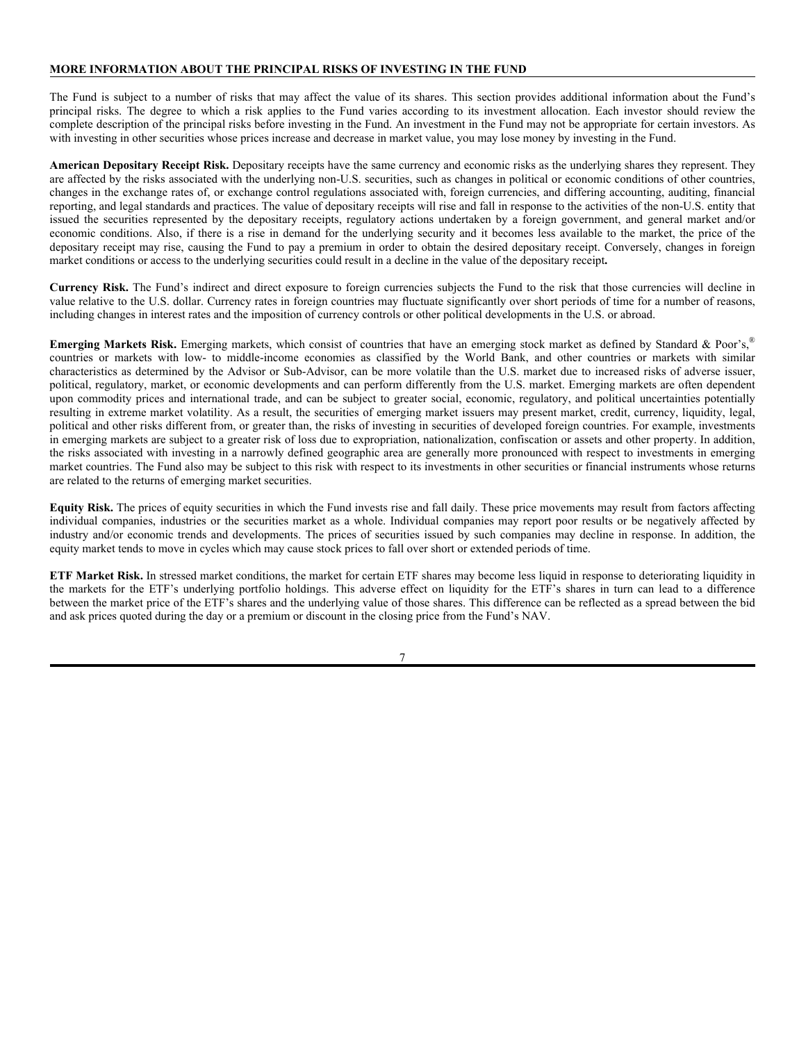## MORE INFORMATION ABOUT THE PRINCIPAL RISKS OF INVESTING IN THE FUND

The Fund is subject to a number of risks that may affect the value of its shares. This section provides additional information about the Fund's principal risks. The degree to which a risk applies to the Fund varies according to its investment allocation. Each investor should review the complete description of the principal risks before investing in the Fund. An investment in the Fund may not be appropriate for certain investors. As with investing in other securities whose prices increase and decrease in market value, you may lose money by investing in the Fund.

**American Depositary Receipt Risk.** Depositary receipts have the same currency and economic risks as the underlying shares they represent. They are affected by the risks associated with the underlying non-U.S. securities, such as changes in political or economic conditions of other countries, changes in the exchange rates of, or exchange control regulations associated with, foreign currencies, and differing accounting, auditing, financial reporting, and legal standards and practices. The value of depositary receipts will rise and fall in response to the activities of the non-U.S. entity that issued the securities represented by the depositary receipts, regulatory actions undertaken by a foreign government, and general market and/or economic conditions. Also, if there is a rise in demand for the underlying security and it becomes less available to the market, the price of the depositary receipt may rise, causing the Fund to pay a premium in order to obtain the desired depositary receipt. Conversely, changes in foreign market conditions or access to the underlying securities could result in a decline in the value of the depositary receipt**.**

**Currency Risk.** The Fund's indirect and direct exposure to foreign currencies subjects the Fund to the risk that those currencies will decline in value relative to the U.S. dollar. Currency rates in foreign countries may fluctuate significantly over short periods of time for a number of reasons, including changes in interest rates and the imposition of currency controls or other political developments in the U.S. or abroad.

**Emerging Markets Risk.** Emerging markets, which consist of countries that have an emerging stock market as defined by Standard & Poor's,® countries or markets with low- to middle-income economies as classified by the World Bank, and other countries or markets with similar characteristics as determined by the Advisor or Sub-Advisor, can be more volatile than the U.S. market due to increased risks of adverse issuer, political, regulatory, market, or economic developments and can perform differently from the U.S. market. Emerging markets are often dependent upon commodity prices and international trade, and can be subject to greater social, economic, regulatory, and political uncertainties potentially resulting in extreme market volatility. As a result, the securities of emerging market issuers may present market, credit, currency, liquidity, legal, political and other risks different from, or greater than, the risks of investing in securities of developed foreign countries. For example, investments in emerging markets are subject to a greater risk of loss due to expropriation, nationalization, confiscation or assets and other property. In addition, the risks associated with investing in a narrowly defined geographic area are generally more pronounced with respect to investments in emerging market countries. The Fund also may be subject to this risk with respect to its investments in other securities or financial instruments whose returns are related to the returns of emerging market securities.

**Equity Risk.** The prices of equity securities in which the Fund invests rise and fall daily. These price movements may result from factors affecting individual companies, industries or the securities market as a whole. Individual companies may report poor results or be negatively affected by industry and/or economic trends and developments. The prices of securities issued by such companies may decline in response. In addition, the equity market tends to move in cycles which may cause stock prices to fall over short or extended periods of time.

**ETF Market Risk.** In stressed market conditions, the market for certain ETF shares may become less liquid in response to deteriorating liquidity in the markets for the ETF's underlying portfolio holdings. This adverse effect on liquidity for the ETF's shares in turn can lead to a difference between the market price of the ETF's shares and the underlying value of those shares. This difference can be reflected as a spread between the bid and ask prices quoted during the day or a premium or discount in the closing price from the Fund's NAV.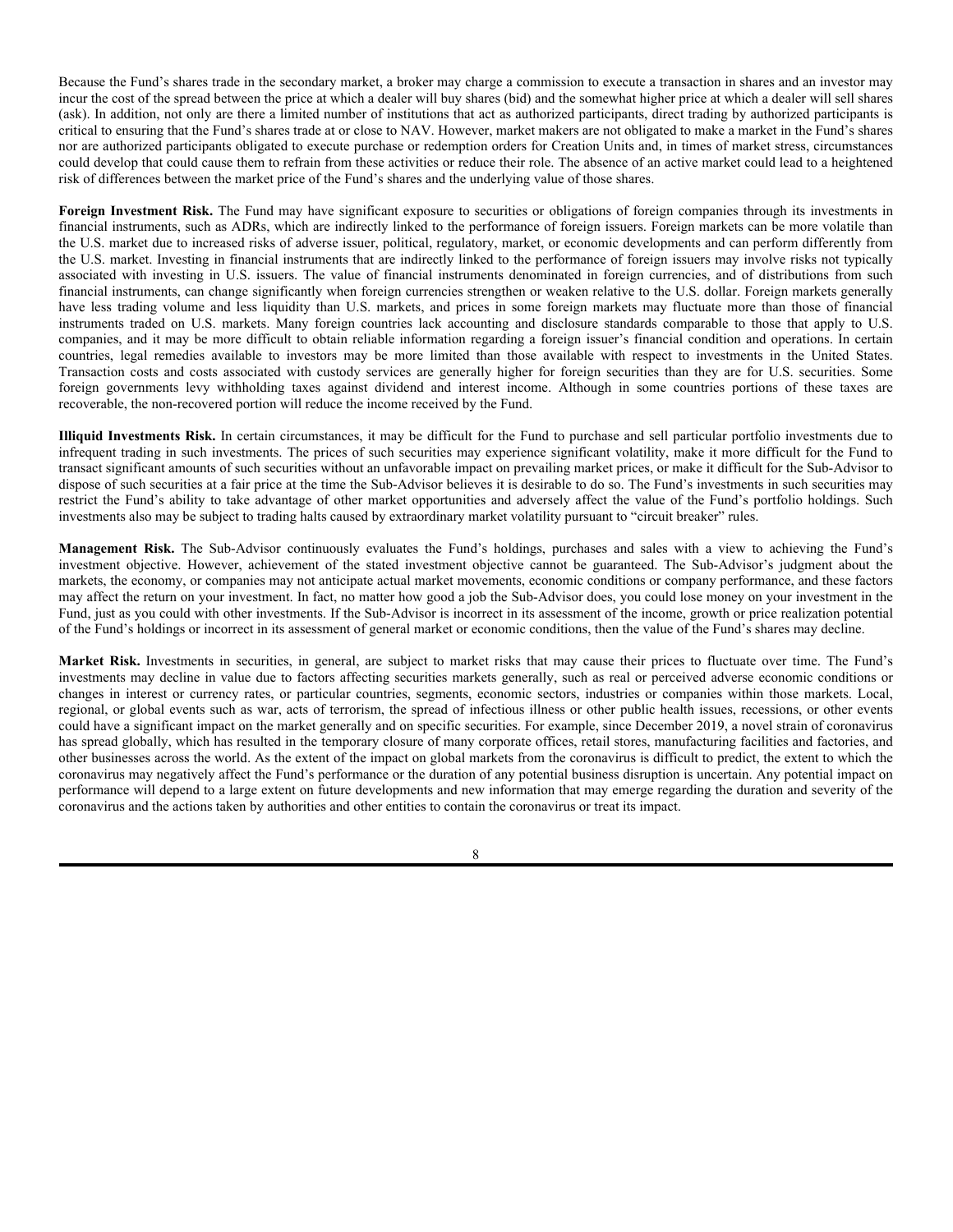Because the Fund's shares trade in the secondary market, a broker may charge a commission to execute a transaction in shares and an investor may incur the cost of the spread between the price at which a dealer will buy shares (bid) and the somewhat higher price at which a dealer will sell shares (ask). In addition, not only are there a limited number of institutions that act as authorized participants, direct trading by authorized participants is critical to ensuring that the Fund's shares trade at or close to NAV. However, market makers are not obligated to make a market in the Fund's shares nor are authorized participants obligated to execute purchase or redemption orders for Creation Units and, in times of market stress, circumstances could develop that could cause them to refrain from these activities or reduce their role. The absence of an active market could lead to a heightened risk of differences between the market price of the Fund's shares and the underlying value of those shares.

**Foreign Investment Risk.** The Fund may have significant exposure to securities or obligations of foreign companies through its investments in financial instruments, such as ADRs, which are indirectly linked to the performance of foreign issuers. Foreign markets can be more volatile than the U.S. market due to increased risks of adverse issuer, political, regulatory, market, or economic developments and can perform differently from the U.S. market. Investing in financial instruments that are indirectly linked to the performance of foreign issuers may involve risks not typically associated with investing in U.S. issuers. The value of financial instruments denominated in foreign currencies, and of distributions from such financial instruments, can change significantly when foreign currencies strengthen or weaken relative to the U.S. dollar. Foreign markets generally have less trading volume and less liquidity than U.S. markets, and prices in some foreign markets may fluctuate more than those of financial instruments traded on U.S. markets. Many foreign countries lack accounting and disclosure standards comparable to those that apply to U.S. companies, and it may be more difficult to obtain reliable information regarding a foreign issuer's financial condition and operations. In certain countries, legal remedies available to investors may be more limited than those available with respect to investments in the United States. Transaction costs and costs associated with custody services are generally higher for foreign securities than they are for U.S. securities. Some foreign governments levy withholding taxes against dividend and interest income. Although in some countries portions of these taxes are recoverable, the non-recovered portion will reduce the income received by the Fund.

**Illiquid Investments Risk.** In certain circumstances, it may be difficult for the Fund to purchase and sell particular portfolio investments due to infrequent trading in such investments. The prices of such securities may experience significant volatility, make it more difficult for the Fund to transact significant amounts of such securities without an unfavorable impact on prevailing market prices, or make it difficult for the Sub-Advisor to dispose of such securities at a fair price at the time the Sub-Advisor believes it is desirable to do so. The Fund's investments in such securities may restrict the Fund's ability to take advantage of other market opportunities and adversely affect the value of the Fund's portfolio holdings. Such investments also may be subject to trading halts caused by extraordinary market volatility pursuant to "circuit breaker" rules.

**Management Risk.** The Sub-Advisor continuously evaluates the Fund's holdings, purchases and sales with a view to achieving the Fund's investment objective. However, achievement of the stated investment objective cannot be guaranteed. The Sub-Advisor's judgment about the markets, the economy, or companies may not anticipate actual market movements, economic conditions or company performance, and these factors may affect the return on your investment. In fact, no matter how good a job the Sub-Advisor does, you could lose money on your investment in the Fund, just as you could with other investments. If the Sub-Advisor is incorrect in its assessment of the income, growth or price realization potential of the Fund's holdings or incorrect in its assessment of general market or economic conditions, then the value of the Fund's shares may decline.

**Market Risk.** Investments in securities, in general, are subject to market risks that may cause their prices to fluctuate over time. The Fund's investments may decline in value due to factors affecting securities markets generally, such as real or perceived adverse economic conditions or changes in interest or currency rates, or particular countries, segments, economic sectors, industries or companies within those markets. Local, regional, or global events such as war, acts of terrorism, the spread of infectious illness or other public health issues, recessions, or other events could have a significant impact on the market generally and on specific securities. For example, since December 2019, a novel strain of coronavirus has spread globally, which has resulted in the temporary closure of many corporate offices, retail stores, manufacturing facilities and factories, and other businesses across the world. As the extent of the impact on global markets from the coronavirus is difficult to predict, the extent to which the coronavirus may negatively affect the Fund's performance or the duration of any potential business disruption is uncertain. Any potential impact on performance will depend to a large extent on future developments and new information that may emerge regarding the duration and severity of the coronavirus and the actions taken by authorities and other entities to contain the coronavirus or treat its impact.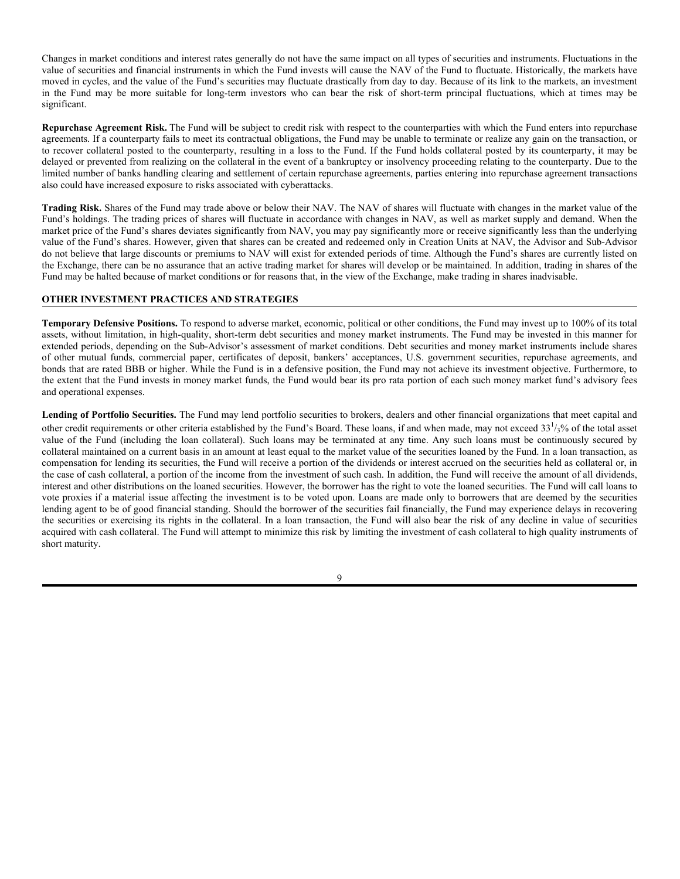Changes in market conditions and interest rates generally do not have the same impact on all types of securities and instruments. Fluctuations in the value of securities and financial instruments in which the Fund invests will cause the NAV of the Fund to fluctuate. Historically, the markets have moved in cycles, and the value of the Fund's securities may fluctuate drastically from day to day. Because of its link to the markets, an investment in the Fund may be more suitable for long-term investors who can bear the risk of short-term principal fluctuations, which at times may be significant.

**Repurchase Agreement Risk.** The Fund will be subject to credit risk with respect to the counterparties with which the Fund enters into repurchase agreements. If a counterparty fails to meet its contractual obligations, the Fund may be unable to terminate or realize any gain on the transaction, or to recover collateral posted to the counterparty, resulting in a loss to the Fund. If the Fund holds collateral posted by its counterparty, it may be delayed or prevented from realizing on the collateral in the event of a bankruptcy or insolvency proceeding relating to the counterparty. Due to the limited number of banks handling clearing and settlement of certain repurchase agreements, parties entering into repurchase agreement transactions also could have increased exposure to risks associated with cyberattacks.

**Trading Risk.** Shares of the Fund may trade above or below their NAV. The NAV of shares will fluctuate with changes in the market value of the Fund's holdings. The trading prices of shares will fluctuate in accordance with changes in NAV, as well as market supply and demand. When the market price of the Fund's shares deviates significantly from NAV, you may pay significantly more or receive significantly less than the underlying value of the Fund's shares. However, given that shares can be created and redeemed only in Creation Units at NAV, the Advisor and Sub-Advisor do not believe that large discounts or premiums to NAV will exist for extended periods of time. Although the Fund's shares are currently listed on the Exchange, there can be no assurance that an active trading market for shares will develop or be maintained. In addition, trading in shares of the Fund may be halted because of market conditions or for reasons that, in the view of the Exchange, make trading in shares inadvisable.

## OTHER INVESTMENT PRACTICES AND STRATEGIES

**Temporary Defensive Positions.** To respond to adverse market, economic, political or other conditions, the Fund may invest up to 100% of its total assets, without limitation, in high-quality, short-term debt securities and money market instruments. The Fund may be invested in this manner for extended periods, depending on the Sub-Advisor's assessment of market conditions. Debt securities and money market instruments include shares of other mutual funds, commercial paper, certificates of deposit, bankers' acceptances, U.S. government securities, repurchase agreements, and bonds that are rated BBB or higher. While the Fund is in a defensive position, the Fund may not achieve its investment objective. Furthermore, to the extent that the Fund invests in money market funds, the Fund would bear its pro rata portion of each such money market fund's advisory fees and operational expenses.

**Lending of Portfolio Securities.** The Fund may lend portfolio securities to brokers, dealers and other financial organizations that meet capital and other credit requirements or other criteria established by the Fund's Board. These loans, if and when made, may not exceed $33^1/_3$% of the total asset value of the Fund (including the loan collateral). Such loans may be terminated at any time. Any such loans must be continuously secured by collateral maintained on a current basis in an amount at least equal to the market value of the securities loaned by the Fund. In a loan transaction, as compensation for lending its securities, the Fund will receive a portion of the dividends or interest accrued on the securities held as collateral or, in the case of cash collateral, a portion of the income from the investment of such cash. In addition, the Fund will receive the amount of all dividends, interest and other distributions on the loaned securities. However, the borrower has the right to vote the loaned securities. The Fund will call loans to vote proxies if a material issue affecting the investment is to be voted upon. Loans are made only to borrowers that are deemed by the securities lending agent to be of good financial standing. Should the borrower of the securities fail financially, the Fund may experience delays in recovering the securities or exercising its rights in the collateral. In a loan transaction, the Fund will also bear the risk of any decline in value of securities acquired with cash collateral. The Fund will attempt to minimize this risk by limiting the investment of cash collateral to high quality instruments of short maturity.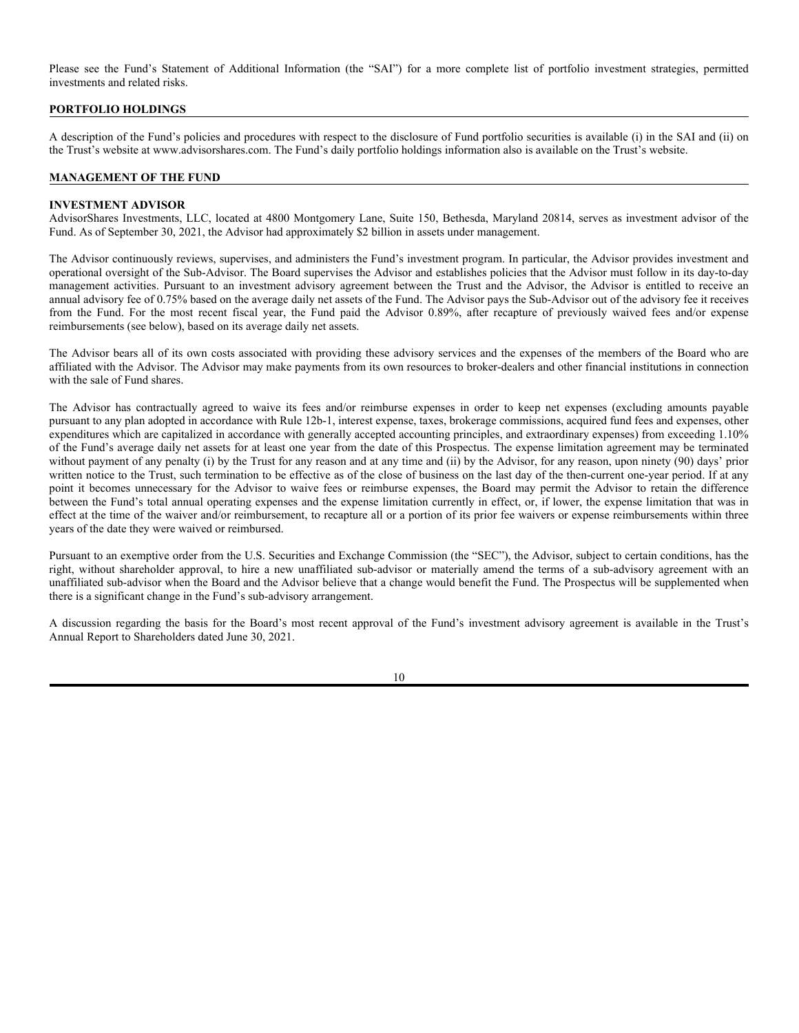Please see the Fund's Statement of Additional Information (the "SAI") for a more complete list of portfolio investment strategies, permitted investments and related risks.

## PORTFOLIO HOLDINGS

A description of the Fund's policies and procedures with respect to the disclosure of Fund portfolio securities is available (i) in the SAI and (ii) on the Trust's website at www.advisorshares.com. The Fund's daily portfolio holdings information also is available on the Trust's website.

## MANAGEMENT OF THE FUND

### INVESTMENT ADVISOR

AdvisorShares Investments, LLC, located at 4800 Montgomery Lane, Suite 150, Bethesda, Maryland 20814, serves as investment advisor of the Fund. As of September 30, 2021, the Advisor had approximately $2 billion in assets under management.

The Advisor continuously reviews, supervises, and administers the Fund's investment program. In particular, the Advisor provides investment and operational oversight of the Sub-Advisor. The Board supervises the Advisor and establishes policies that the Advisor must follow in its day-to-day management activities. Pursuant to an investment advisory agreement between the Trust and the Advisor, the Advisor is entitled to receive an annual advisory fee of 0.75% based on the average daily net assets of the Fund. The Advisor pays the Sub-Advisor out of the advisory fee it receives from the Fund. For the most recent fiscal year, the Fund paid the Advisor 0.89%, after recapture of previously waived fees and/or expense reimbursements (see below), based on its average daily net assets.

The Advisor bears all of its own costs associated with providing these advisory services and the expenses of the members of the Board who are affiliated with the Advisor. The Advisor may make payments from its own resources to broker-dealers and other financial institutions in connection with the sale of Fund shares.

The Advisor has contractually agreed to waive its fees and/or reimburse expenses in order to keep net expenses (excluding amounts payable pursuant to any plan adopted in accordance with Rule 12b-1, interest expense, taxes, brokerage commissions, acquired fund fees and expenses, other expenditures which are capitalized in accordance with generally accepted accounting principles, and extraordinary expenses) from exceeding 1.10% of the Fund's average daily net assets for at least one year from the date of this Prospectus. The expense limitation agreement may be terminated without payment of any penalty (i) by the Trust for any reason and at any time and (ii) by the Advisor, for any reason, upon ninety (90) days' prior written notice to the Trust, such termination to be effective as of the close of business on the last day of the then-current one-year period. If at any point it becomes unnecessary for the Advisor to waive fees or reimburse expenses, the Board may permit the Advisor to retain the difference between the Fund's total annual operating expenses and the expense limitation currently in effect, or, if lower, the expense limitation that was in effect at the time of the waiver and/or reimbursement, to recapture all or a portion of its prior fee waivers or expense reimbursements within three years of the date they were waived or reimbursed.

Pursuant to an exemptive order from the U.S. Securities and Exchange Commission (the "SEC"), the Advisor, subject to certain conditions, has the right, without shareholder approval, to hire a new unaffiliated sub-advisor or materially amend the terms of a sub-advisory agreement with an unaffiliated sub-advisor when the Board and the Advisor believe that a change would benefit the Fund. The Prospectus will be supplemented when there is a significant change in the Fund's sub-advisory arrangement.

A discussion regarding the basis for the Board's most recent approval of the Fund's investment advisory agreement is available in the Trust's Annual Report to Shareholders dated June 30, 2021.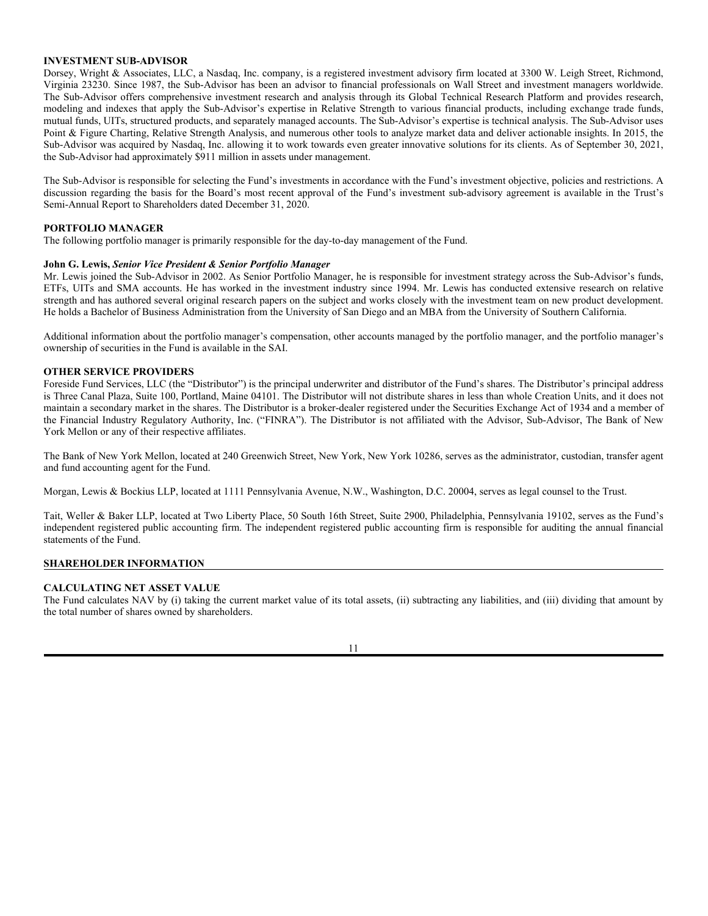### INVESTMENT SUB-ADVISOR

Dorsey, Wright & Associates, LLC, a Nasdaq, Inc. company, is a registered investment advisory firm located at 3300 W. Leigh Street, Richmond, Virginia 23230. Since 1987, the Sub-Advisor has been an advisor to financial professionals on Wall Street and investment managers worldwide. The Sub-Advisor offers comprehensive investment research and analysis through its Global Technical Research Platform and provides research, modeling and indexes that apply the Sub-Advisor's expertise in Relative Strength to various financial products, including exchange trade funds, mutual funds, UITs, structured products, and separately managed accounts. The Sub-Advisor's expertise is technical analysis. The Sub-Advisor uses Point & Figure Charting, Relative Strength Analysis, and numerous other tools to analyze market data and deliver actionable insights. In 2015, the Sub-Advisor was acquired by Nasdaq, Inc. allowing it to work towards even greater innovative solutions for its clients. As of September 30, 2021, the Sub-Advisor had approximately $911 million in assets under management.

The Sub-Advisor is responsible for selecting the Fund's investments in accordance with the Fund's investment objective, policies and restrictions. A discussion regarding the basis for the Board's most recent approval of the Fund's investment sub-advisory agreement is available in the Trust's Semi-Annual Report to Shareholders dated December 31, 2020.

### PORTFOLIO MANAGER

The following portfolio manager is primarily responsible for the day-to-day management of the Fund.

**John G. Lewis,** ***Senior Vice President & Senior Portfolio Manager***

Mr. Lewis joined the Sub-Advisor in 2002. As Senior Portfolio Manager, he is responsible for investment strategy across the Sub-Advisor's funds, ETFs, UITs and SMA accounts. He has worked in the investment industry since 1994. Mr. Lewis has conducted extensive research on relative strength and has authored several original research papers on the subject and works closely with the investment team on new product development. He holds a Bachelor of Business Administration from the University of San Diego and an MBA from the University of Southern California.

Additional information about the portfolio manager's compensation, other accounts managed by the portfolio manager, and the portfolio manager's ownership of securities in the Fund is available in the SAI.

### OTHER SERVICE PROVIDERS

Foreside Fund Services, LLC (the "Distributor") is the principal underwriter and distributor of the Fund's shares. The Distributor's principal address is Three Canal Plaza, Suite 100, Portland, Maine 04101. The Distributor will not distribute shares in less than whole Creation Units, and it does not maintain a secondary market in the shares. The Distributor is a broker-dealer registered under the Securities Exchange Act of 1934 and a member of the Financial Industry Regulatory Authority, Inc. ("FINRA"). The Distributor is not affiliated with the Advisor, Sub-Advisor, The Bank of New York Mellon or any of their respective affiliates.

The Bank of New York Mellon, located at 240 Greenwich Street, New York, New York 10286, serves as the administrator, custodian, transfer agent and fund accounting agent for the Fund.

Morgan, Lewis & Bockius LLP, located at 1111 Pennsylvania Avenue, N.W., Washington, D.C. 20004, serves as legal counsel to the Trust.

Tait, Weller & Baker LLP, located at Two Liberty Place, 50 South 16th Street, Suite 2900, Philadelphia, Pennsylvania 19102, serves as the Fund's independent registered public accounting firm. The independent registered public accounting firm is responsible for auditing the annual financial statements of the Fund.

## SHAREHOLDER INFORMATION

### CALCULATING NET ASSET VALUE

The Fund calculates NAV by (i) taking the current market value of its total assets, (ii) subtracting any liabilities, and (iii) dividing that amount by the total number of shares owned by shareholders.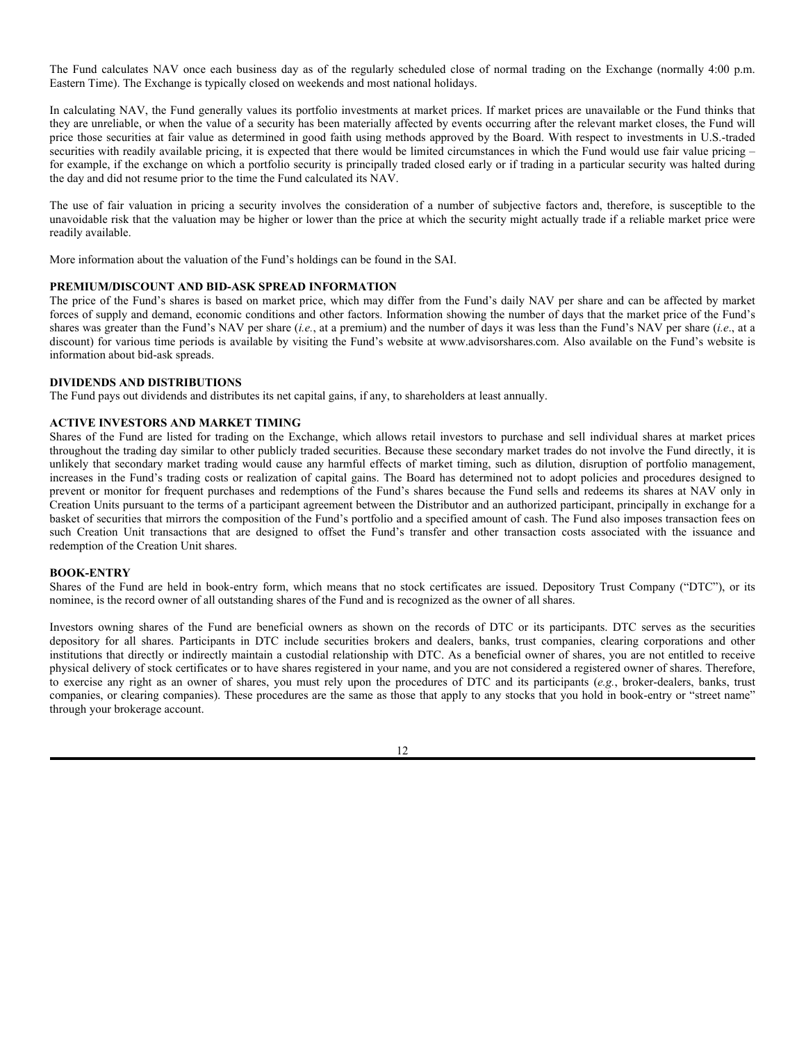The Fund calculates NAV once each business day as of the regularly scheduled close of normal trading on the Exchange (normally 4:00 p.m. Eastern Time). The Exchange is typically closed on weekends and most national holidays.

In calculating NAV, the Fund generally values its portfolio investments at market prices. If market prices are unavailable or the Fund thinks that they are unreliable, or when the value of a security has been materially affected by events occurring after the relevant market closes, the Fund will price those securities at fair value as determined in good faith using methods approved by the Board. With respect to investments in U.S.-traded securities with readily available pricing, it is expected that there would be limited circumstances in which the Fund would use fair value pricing – for example, if the exchange on which a portfolio security is principally traded closed early or if trading in a particular security was halted during the day and did not resume prior to the time the Fund calculated its NAV.

The use of fair valuation in pricing a security involves the consideration of a number of subjective factors and, therefore, is susceptible to the unavoidable risk that the valuation may be higher or lower than the price at which the security might actually trade if a reliable market price were readily available.

More information about the valuation of the Fund's holdings can be found in the SAI.

## PREMIUM/DISCOUNT AND BID-ASK SPREAD INFORMATION

The price of the Fund's shares is based on market price, which may differ from the Fund's daily NAV per share and can be affected by market forces of supply and demand, economic conditions and other factors. Information showing the number of days that the market price of the Fund's shares was greater than the Fund's NAV per share (*i.e.*, at a premium) and the number of days it was less than the Fund's NAV per share (*i.e*., at a discount) for various time periods is available by visiting the Fund's website at www.advisorshares.com. Also available on the Fund's website is information about bid-ask spreads.

## DIVIDENDS AND DISTRIBUTIONS

The Fund pays out dividends and distributes its net capital gains, if any, to shareholders at least annually.

## ACTIVE INVESTORS AND MARKET TIMING

Shares of the Fund are listed for trading on the Exchange, which allows retail investors to purchase and sell individual shares at market prices throughout the trading day similar to other publicly traded securities. Because these secondary market trades do not involve the Fund directly, it is unlikely that secondary market trading would cause any harmful effects of market timing, such as dilution, disruption of portfolio management, increases in the Fund's trading costs or realization of capital gains. The Board has determined not to adopt policies and procedures designed to prevent or monitor for frequent purchases and redemptions of the Fund's shares because the Fund sells and redeems its shares at NAV only in Creation Units pursuant to the terms of a participant agreement between the Distributor and an authorized participant, principally in exchange for a basket of securities that mirrors the composition of the Fund's portfolio and a specified amount of cash. The Fund also imposes transaction fees on such Creation Unit transactions that are designed to offset the Fund's transfer and other transaction costs associated with the issuance and redemption of the Creation Unit shares.

## BOOK-ENTRY

Shares of the Fund are held in book-entry form, which means that no stock certificates are issued. Depository Trust Company ("DTC"), or its nominee, is the record owner of all outstanding shares of the Fund and is recognized as the owner of all shares.

Investors owning shares of the Fund are beneficial owners as shown on the records of DTC or its participants. DTC serves as the securities depository for all shares. Participants in DTC include securities brokers and dealers, banks, trust companies, clearing corporations and other institutions that directly or indirectly maintain a custodial relationship with DTC. As a beneficial owner of shares, you are not entitled to receive physical delivery of stock certificates or to have shares registered in your name, and you are not considered a registered owner of shares. Therefore, to exercise any right as an owner of shares, you must rely upon the procedures of DTC and its participants (*e.g.*, broker-dealers, banks, trust companies, or clearing companies). These procedures are the same as those that apply to any stocks that you hold in book-entry or "street name" through your brokerage account.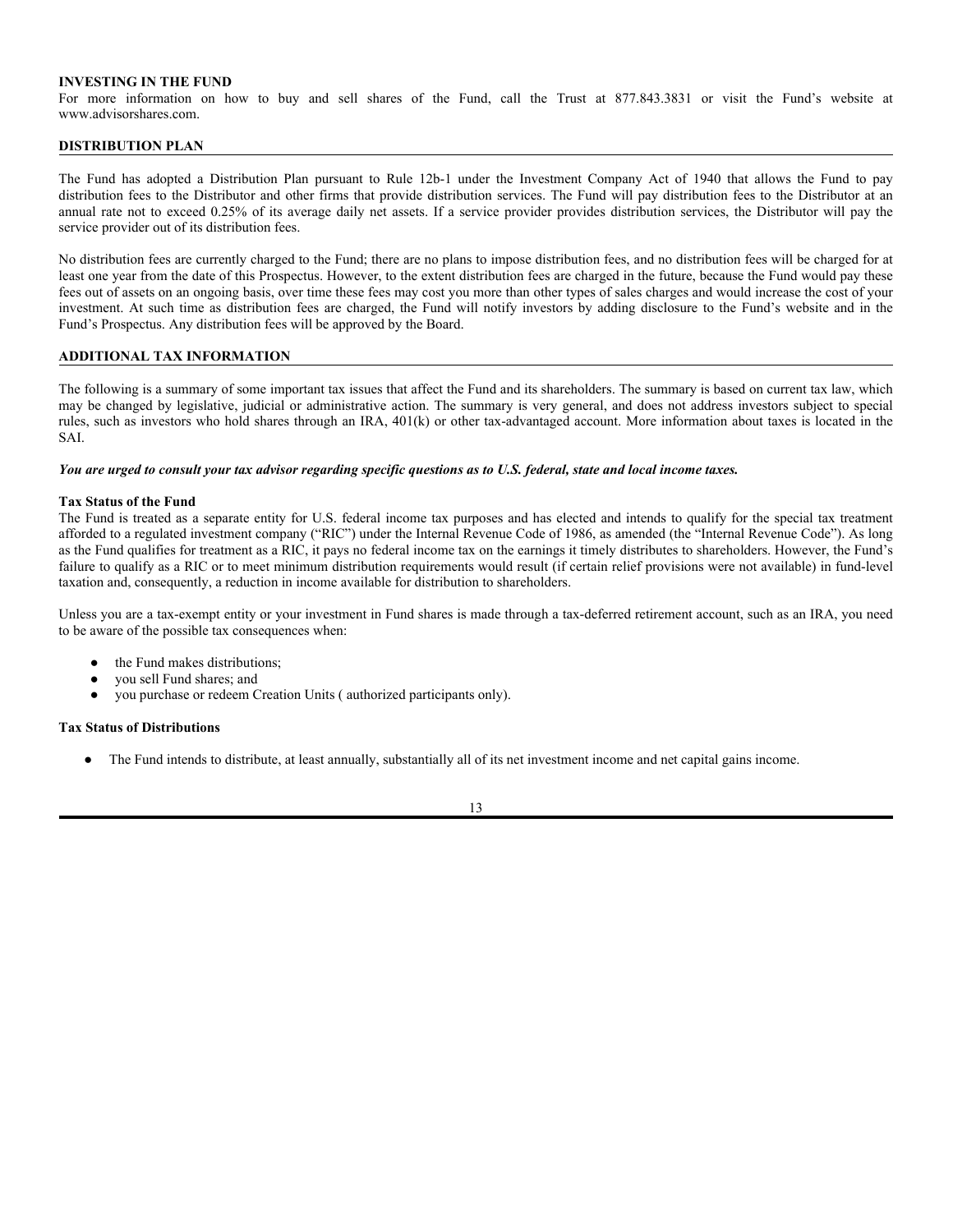**INVESTING IN THE FUND**

For more information on how to buy and sell shares of the Fund, call the Trust at 877.843.3831 or visit the Fund's website at www.advisorshares.com.

## DISTRIBUTION PLAN

The Fund has adopted a Distribution Plan pursuant to Rule 12b-1 under the Investment Company Act of 1940 that allows the Fund to pay distribution fees to the Distributor and other firms that provide distribution services. The Fund will pay distribution fees to the Distributor at an annual rate not to exceed 0.25% of its average daily net assets. If a service provider provides distribution services, the Distributor will pay the service provider out of its distribution fees.

No distribution fees are currently charged to the Fund; there are no plans to impose distribution fees, and no distribution fees will be charged for at least one year from the date of this Prospectus. However, to the extent distribution fees are charged in the future, because the Fund would pay these fees out of assets on an ongoing basis, over time these fees may cost you more than other types of sales charges and would increase the cost of your investment. At such time as distribution fees are charged, the Fund will notify investors by adding disclosure to the Fund's website and in the Fund's Prospectus. Any distribution fees will be approved by the Board.

## ADDITIONAL TAX INFORMATION

The following is a summary of some important tax issues that affect the Fund and its shareholders. The summary is based on current tax law, which may be changed by legislative, judicial or administrative action. The summary is very general, and does not address investors subject to special rules, such as investors who hold shares through an IRA, 401(k) or other tax-advantaged account. More information about taxes is located in the SAI.

***You are urged to consult your tax advisor regarding specific questions as to U.S. federal, state and local income taxes.***

**Tax Status of the Fund**

The Fund is treated as a separate entity for U.S. federal income tax purposes and has elected and intends to qualify for the special tax treatment afforded to a regulated investment company ("RIC") under the Internal Revenue Code of 1986, as amended (the "Internal Revenue Code"). As long as the Fund qualifies for treatment as a RIC, it pays no federal income tax on the earnings it timely distributes to shareholders. However, the Fund's failure to qualify as a RIC or to meet minimum distribution requirements would result (if certain relief provisions were not available) in fund-level taxation and, consequently, a reduction in income available for distribution to shareholders.

Unless you are a tax-exempt entity or your investment in Fund shares is made through a tax-deferred retirement account, such as an IRA, you need to be aware of the possible tax consequences when:

- the Fund makes distributions;
- you sell Fund shares; and
- you purchase or redeem Creation Units ( authorized participants only).

**Tax Status of Distributions**

- The Fund intends to distribute, at least annually, substantially all of its net investment income and net capital gains income.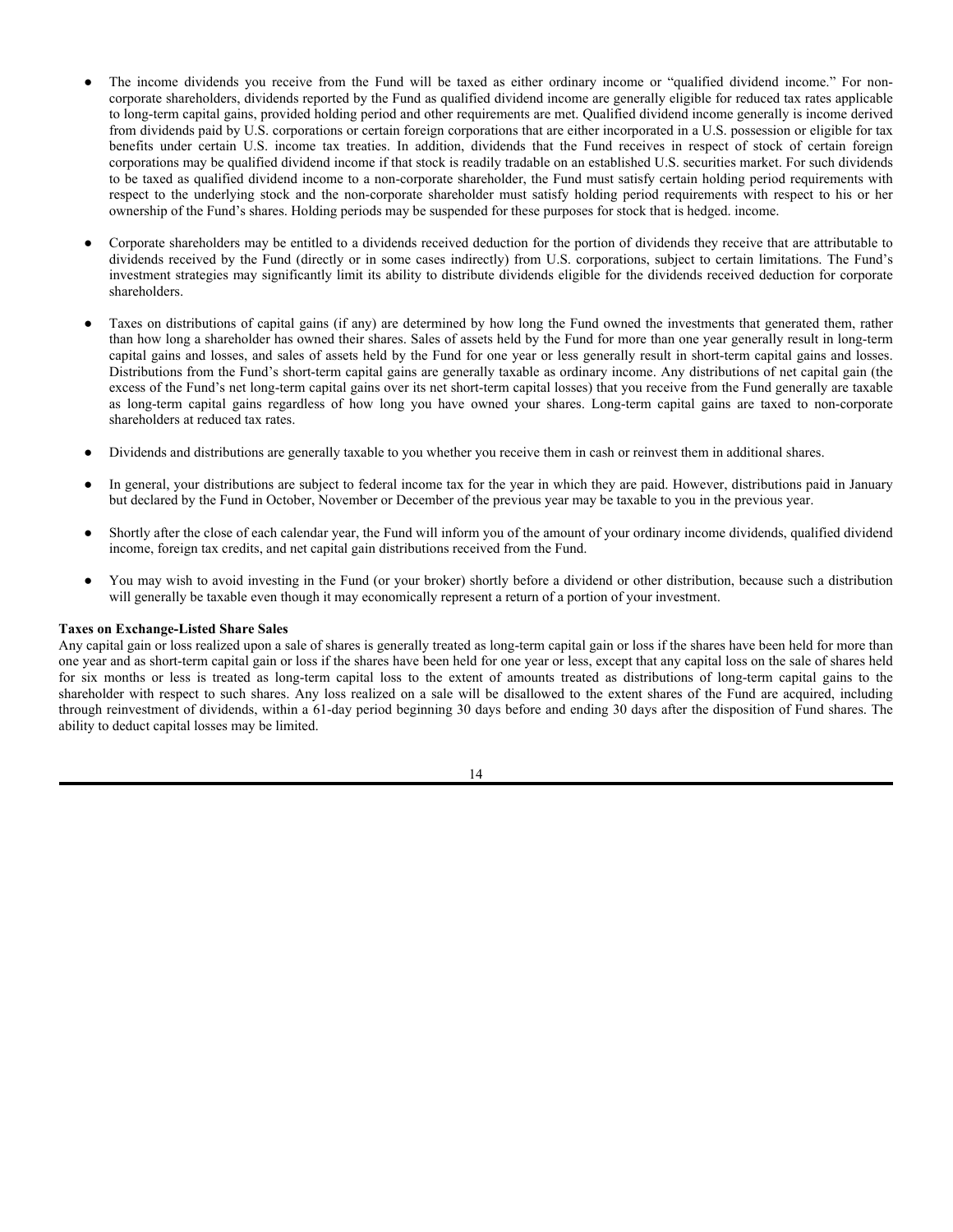- The income dividends you receive from the Fund will be taxed as either ordinary income or "qualified dividend income." For non-corporate shareholders, dividends reported by the Fund as qualified dividend income are generally eligible for reduced tax rates applicable to long-term capital gains, provided holding period and other requirements are met. Qualified dividend income generally is income derived from dividends paid by U.S. corporations or certain foreign corporations that are either incorporated in a U.S. possession or eligible for tax benefits under certain U.S. income tax treaties. In addition, dividends that the Fund receives in respect of stock of certain foreign corporations may be qualified dividend income if that stock is readily tradable on an established U.S. securities market. For such dividends to be taxed as qualified dividend income to a non-corporate shareholder, the Fund must satisfy certain holding period requirements with respect to the underlying stock and the non-corporate shareholder must satisfy holding period requirements with respect to his or her ownership of the Fund's shares. Holding periods may be suspended for these purposes for stock that is hedged. income.

- Corporate shareholders may be entitled to a dividends received deduction for the portion of dividends they receive that are attributable to dividends received by the Fund (directly or in some cases indirectly) from U.S. corporations, subject to certain limitations. The Fund's investment strategies may significantly limit its ability to distribute dividends eligible for the dividends received deduction for corporate shareholders.

- Taxes on distributions of capital gains (if any) are determined by how long the Fund owned the investments that generated them, rather than how long a shareholder has owned their shares. Sales of assets held by the Fund for more than one year generally result in long-term capital gains and losses, and sales of assets held by the Fund for one year or less generally result in short-term capital gains and losses. Distributions from the Fund's short-term capital gains are generally taxable as ordinary income. Any distributions of net capital gain (the excess of the Fund's net long-term capital gains over its net short-term capital losses) that you receive from the Fund generally are taxable as long-term capital gains regardless of how long you have owned your shares. Long-term capital gains are taxed to non-corporate shareholders at reduced tax rates.

- Dividends and distributions are generally taxable to you whether you receive them in cash or reinvest them in additional shares.

- In general, your distributions are subject to federal income tax for the year in which they are paid. However, distributions paid in January but declared by the Fund in October, November or December of the previous year may be taxable to you in the previous year.

- Shortly after the close of each calendar year, the Fund will inform you of the amount of your ordinary income dividends, qualified dividend income, foreign tax credits, and net capital gain distributions received from the Fund.

- You may wish to avoid investing in the Fund (or your broker) shortly before a dividend or other distribution, because such a distribution will generally be taxable even though it may economically represent a return of a portion of your investment.

**Taxes on Exchange-Listed Share Sales**

Any capital gain or loss realized upon a sale of shares is generally treated as long-term capital gain or loss if the shares have been held for more than one year and as short-term capital gain or loss if the shares have been held for one year or less, except that any capital loss on the sale of shares held for six months or less is treated as long-term capital loss to the extent of amounts treated as distributions of long-term capital gains to the shareholder with respect to such shares. Any loss realized on a sale will be disallowed to the extent shares of the Fund are acquired, including through reinvestment of dividends, within a 61-day period beginning 30 days before and ending 30 days after the disposition of Fund shares. The ability to deduct capital losses may be limited.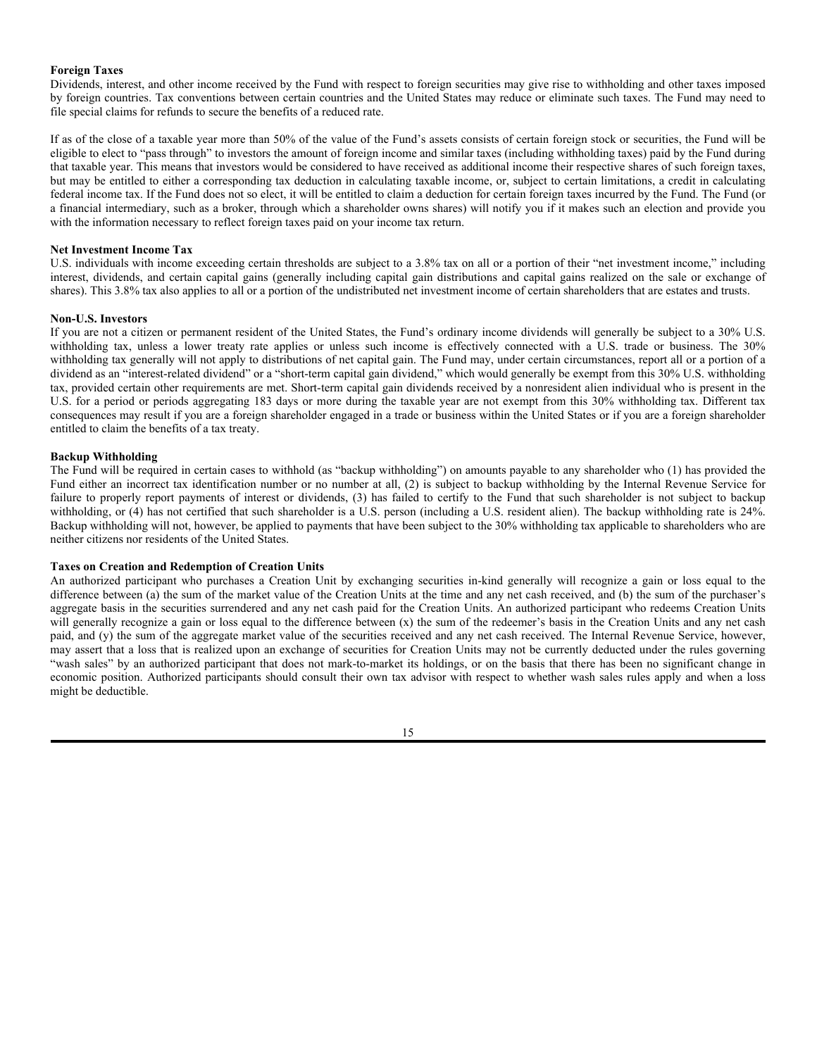**Foreign Taxes**

Dividends, interest, and other income received by the Fund with respect to foreign securities may give rise to withholding and other taxes imposed by foreign countries. Tax conventions between certain countries and the United States may reduce or eliminate such taxes. The Fund may need to file special claims for refunds to secure the benefits of a reduced rate.

If as of the close of a taxable year more than 50% of the value of the Fund's assets consists of certain foreign stock or securities, the Fund will be eligible to elect to "pass through" to investors the amount of foreign income and similar taxes (including withholding taxes) paid by the Fund during that taxable year. This means that investors would be considered to have received as additional income their respective shares of such foreign taxes, but may be entitled to either a corresponding tax deduction in calculating taxable income, or, subject to certain limitations, a credit in calculating federal income tax. If the Fund does not so elect, it will be entitled to claim a deduction for certain foreign taxes incurred by the Fund. The Fund (or a financial intermediary, such as a broker, through which a shareholder owns shares) will notify you if it makes such an election and provide you with the information necessary to reflect foreign taxes paid on your income tax return.

**Net Investment Income Tax**

U.S. individuals with income exceeding certain thresholds are subject to a 3.8% tax on all or a portion of their "net investment income," including interest, dividends, and certain capital gains (generally including capital gain distributions and capital gains realized on the sale or exchange of shares). This 3.8% tax also applies to all or a portion of the undistributed net investment income of certain shareholders that are estates and trusts.

**Non-U.S. Investors**

If you are not a citizen or permanent resident of the United States, the Fund's ordinary income dividends will generally be subject to a 30% U.S. withholding tax, unless a lower treaty rate applies or unless such income is effectively connected with a U.S. trade or business. The 30% withholding tax generally will not apply to distributions of net capital gain. The Fund may, under certain circumstances, report all or a portion of a dividend as an "interest-related dividend" or a "short-term capital gain dividend," which would generally be exempt from this 30% U.S. withholding tax, provided certain other requirements are met. Short-term capital gain dividends received by a nonresident alien individual who is present in the U.S. for a period or periods aggregating 183 days or more during the taxable year are not exempt from this 30% withholding tax. Different tax consequences may result if you are a foreign shareholder engaged in a trade or business within the United States or if you are a foreign shareholder entitled to claim the benefits of a tax treaty.

**Backup Withholding**

The Fund will be required in certain cases to withhold (as "backup withholding") on amounts payable to any shareholder who (1) has provided the Fund either an incorrect tax identification number or no number at all, (2) is subject to backup withholding by the Internal Revenue Service for failure to properly report payments of interest or dividends, (3) has failed to certify to the Fund that such shareholder is not subject to backup withholding, or (4) has not certified that such shareholder is a U.S. person (including a U.S. resident alien). The backup withholding rate is 24%. Backup withholding will not, however, be applied to payments that have been subject to the 30% withholding tax applicable to shareholders who are neither citizens nor residents of the United States.

**Taxes on Creation and Redemption of Creation Units**

An authorized participant who purchases a Creation Unit by exchanging securities in-kind generally will recognize a gain or loss equal to the difference between (a) the sum of the market value of the Creation Units at the time and any net cash received, and (b) the sum of the purchaser's aggregate basis in the securities surrendered and any net cash paid for the Creation Units. An authorized participant who redeems Creation Units will generally recognize a gain or loss equal to the difference between (x) the sum of the redeemer's basis in the Creation Units and any net cash paid, and (y) the sum of the aggregate market value of the securities received and any net cash received. The Internal Revenue Service, however, may assert that a loss that is realized upon an exchange of securities for Creation Units may not be currently deducted under the rules governing "wash sales" by an authorized participant that does not mark-to-market its holdings, or on the basis that there has been no significant change in economic position. Authorized participants should consult their own tax advisor with respect to whether wash sales rules apply and when a loss might be deductible.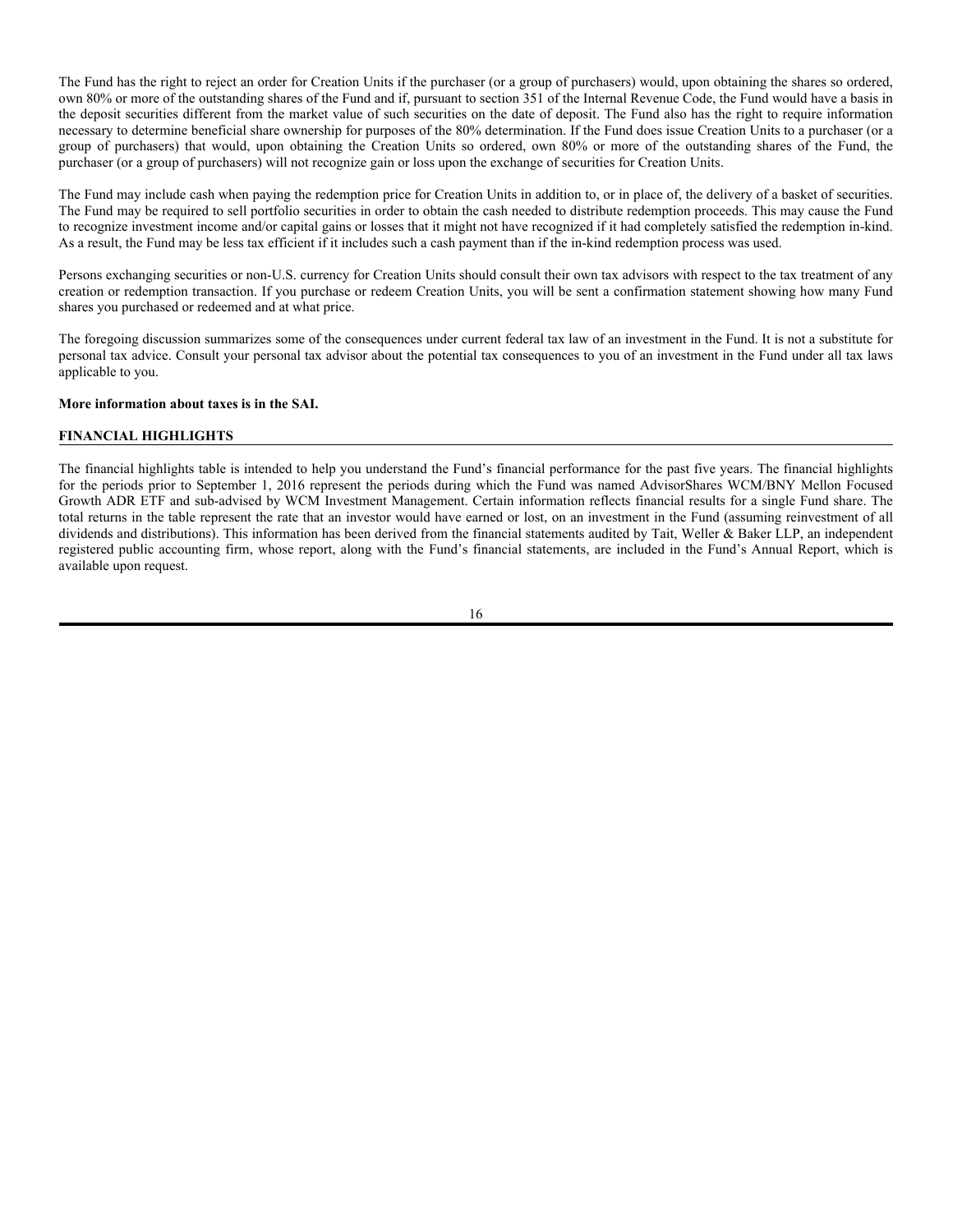The Fund has the right to reject an order for Creation Units if the purchaser (or a group of purchasers) would, upon obtaining the shares so ordered, own 80% or more of the outstanding shares of the Fund and if, pursuant to section 351 of the Internal Revenue Code, the Fund would have a basis in the deposit securities different from the market value of such securities on the date of deposit. The Fund also has the right to require information necessary to determine beneficial share ownership for purposes of the 80% determination. If the Fund does issue Creation Units to a purchaser (or a group of purchasers) that would, upon obtaining the Creation Units so ordered, own 80% or more of the outstanding shares of the Fund, the purchaser (or a group of purchasers) will not recognize gain or loss upon the exchange of securities for Creation Units.

The Fund may include cash when paying the redemption price for Creation Units in addition to, or in place of, the delivery of a basket of securities. The Fund may be required to sell portfolio securities in order to obtain the cash needed to distribute redemption proceeds. This may cause the Fund to recognize investment income and/or capital gains or losses that it might not have recognized if it had completely satisfied the redemption in-kind. As a result, the Fund may be less tax efficient if it includes such a cash payment than if the in-kind redemption process was used.

Persons exchanging securities or non-U.S. currency for Creation Units should consult their own tax advisors with respect to the tax treatment of any creation or redemption transaction. If you purchase or redeem Creation Units, you will be sent a confirmation statement showing how many Fund shares you purchased or redeemed and at what price.

The foregoing discussion summarizes some of the consequences under current federal tax law of an investment in the Fund. It is not a substitute for personal tax advice. Consult your personal tax advisor about the potential tax consequences to you of an investment in the Fund under all tax laws applicable to you.

**More information about taxes is in the SAI.**

## FINANCIAL HIGHLIGHTS

The financial highlights table is intended to help you understand the Fund's financial performance for the past five years. The financial highlights for the periods prior to September 1, 2016 represent the periods during which the Fund was named AdvisorShares WCM/BNY Mellon Focused Growth ADR ETF and sub-advised by WCM Investment Management. Certain information reflects financial results for a single Fund share. The total returns in the table represent the rate that an investor would have earned or lost, on an investment in the Fund (assuming reinvestment of all dividends and distributions). This information has been derived from the financial statements audited by Tait, Weller & Baker LLP, an independent registered public accounting firm, whose report, along with the Fund's financial statements, are included in the Fund's Annual Report, which is available upon request.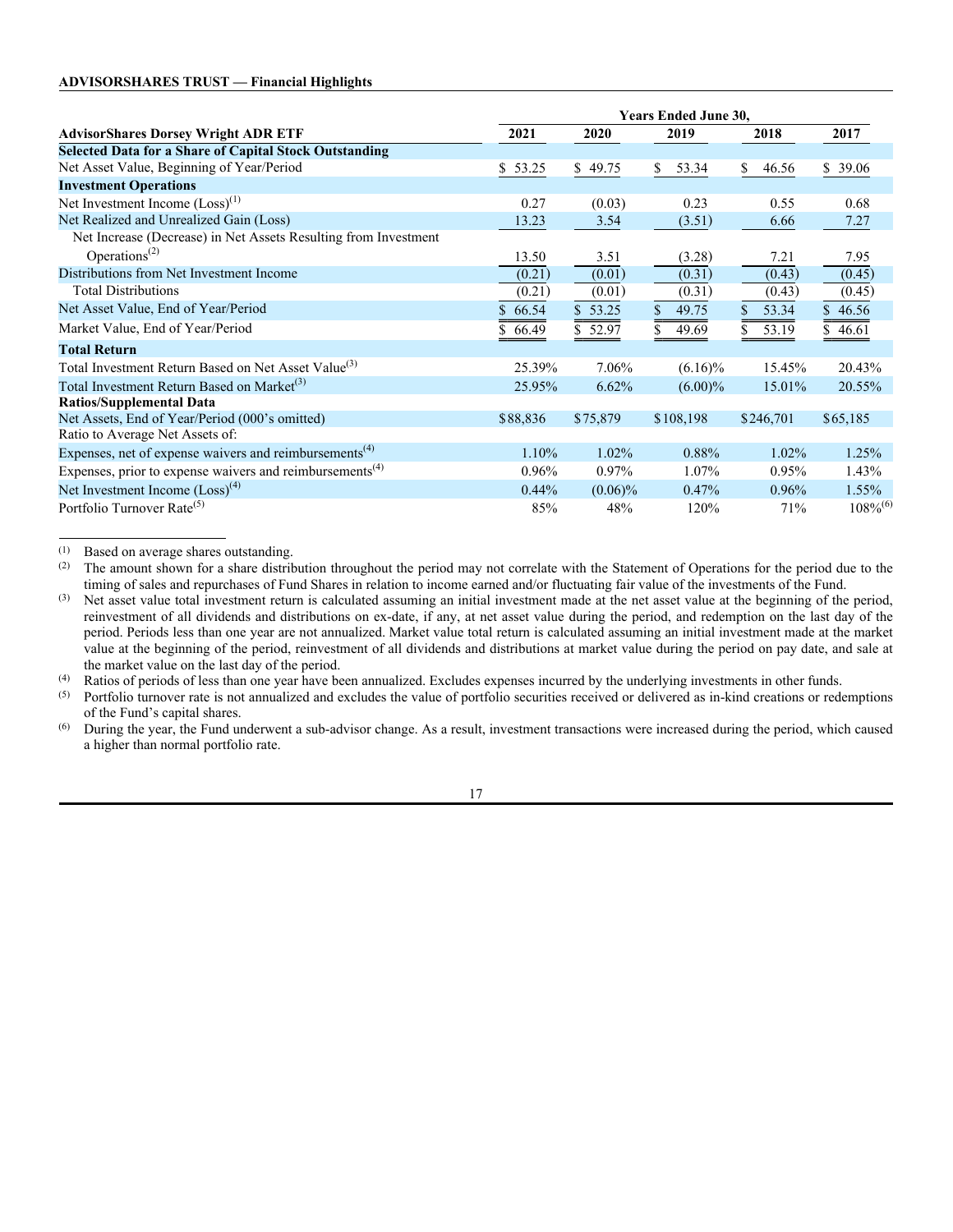**ADVISORSHARES TRUST — Financial Highlights**

| AdvisorShares Dorsey Wright ADR ETF | Years Ended June 30, 2021 | 2020 | 2019 | 2018 | 2017 |
|---|---|---|---|---|---|
| **Selected Data for a Share of Capital Stock Outstanding** | | | | | |
| Net Asset Value, Beginning of Year/Period | $ 53.25 | $ 49.75 | $ 53.34 | $ 46.56 | $ 39.06 |
| **Investment Operations** | | | | | |
| Net Investment Income (Loss)[1] | 0.27 | (0.03) | 0.23 | 0.55 | 0.68 |
| Net Realized and Unrealized Gain (Loss) | 13.23 | 3.54 | (3.51) | 6.66 | 7.27 |
| Net Increase (Decrease) in Net Assets Resulting from Investment Operations[2] | 13.50 | 3.51 | (3.28) | 7.21 | 7.95 |
| Distributions from Net Investment Income | (0.21) | (0.01) | (0.31) | (0.43) | (0.45) |
| Total Distributions | (0.21) | (0.01) | (0.31) | (0.43) | (0.45) |
| Net Asset Value, End of Year/Period | $ 66.54 | $ 53.25 | $ 49.75 | $ 53.34 | $ 46.56 |
| Market Value, End of Year/Period | $ 66.49 | $ 52.97 | $ 49.69 | $ 53.19 | $ 46.61 |
| **Total Return** | | | | | |
| Total Investment Return Based on Net Asset Value[3] | 25.39% | 7.06% | (6.16)% | 15.45% | 20.43% |
| Total Investment Return Based on Market[3] | 25.95% | 6.62% | (6.00)% | 15.01% | 20.55% |
| **Ratios/Supplemental Data** | | | | | |
| Net Assets, End of Year/Period (000's omitted) | $88,836 | $75,879 | $108,198 | $246,701 | $65,185 |
| Ratio to Average Net Assets of: | | | | | |
| Expenses, net of expense waivers and reimbursements[4] | 1.10% | 1.02% | 0.88% | 1.02% | 1.25% |
| Expenses, prior to expense waivers and reimbursements[4] | 0.96% | 0.97% | 1.07% | 0.95% | 1.43% |
| Net Investment Income (Loss)[4] | 0.44% | (0.06)% | 0.47% | 0.96% | 1.55% |
| Portfolio Turnover Rate[5] | 85% | 48% | 120% | 71% | 108%[6] |

(1) Based on average shares outstanding.

(2) The amount shown for a share distribution throughout the period may not correlate with the Statement of Operations for the period due to the timing of sales and repurchases of Fund Shares in relation to income earned and/or fluctuating fair value of the investments of the Fund.

(3) Net asset value total investment return is calculated assuming an initial investment made at the net asset value at the beginning of the period, reinvestment of all dividends and distributions on ex-date, if any, at net asset value during the period, and redemption on the last day of the period. Periods less than one year are not annualized. Market value total return is calculated assuming an initial investment made at the market value at the beginning of the period, reinvestment of all dividends and distributions at market value during the period on pay date, and sale at the market value on the last day of the period.

(4) Ratios of periods of less than one year have been annualized. Excludes expenses incurred by the underlying investments in other funds.

(5) Portfolio turnover rate is not annualized and excludes the value of portfolio securities received or delivered as in-kind creations or redemptions of the Fund's capital shares.

(6) During the year, the Fund underwent a sub-advisor change. As a result, investment transactions were increased during the period, which caused a higher than normal portfolio rate.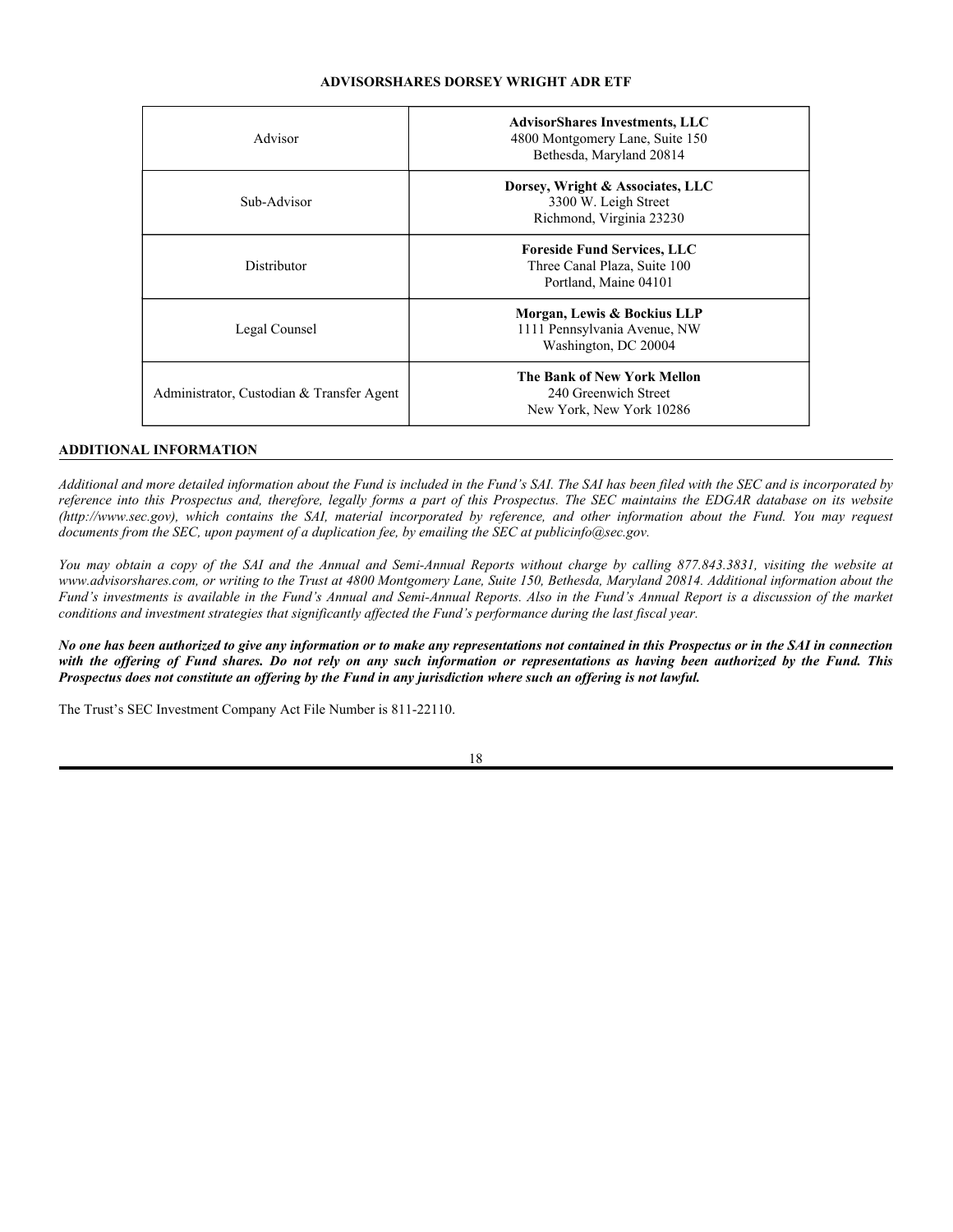**ADVISORSHARES DORSEY WRIGHT ADR ETF**

| | |
|---|---|
| Advisor | **AdvisorShares Investments, LLC**<br>4800 Montgomery Lane, Suite 150<br>Bethesda, Maryland 20814 |
| Sub-Advisor | **Dorsey, Wright & Associates, LLC**<br>3300 W. Leigh Street<br>Richmond, Virginia 23230 |
| Distributor | **Foreside Fund Services, LLC**<br>Three Canal Plaza, Suite 100<br>Portland, Maine 04101 |
| Legal Counsel | **Morgan, Lewis & Bockius LLP**<br>1111 Pennsylvania Avenue, NW<br>Washington, DC 20004 |
| Administrator, Custodian & Transfer Agent | **The Bank of New York Mellon**<br>240 Greenwich Street<br>New York, New York 10286 |

## ADDITIONAL INFORMATION

*Additional and more detailed information about the Fund is included in the Fund's SAI. The SAI has been filed with the SEC and is incorporated by reference into this Prospectus and, therefore, legally forms a part of this Prospectus. The SEC maintains the EDGAR database on its website (http://www.sec.gov), which contains the SAI, material incorporated by reference, and other information about the Fund. You may request documents from the SEC, upon payment of a duplication fee, by emailing the SEC at publicinfo@sec.gov.*

*You may obtain a copy of the SAI and the Annual and Semi-Annual Reports without charge by calling 877.843.3831, visiting the website at www.advisorshares.com, or writing to the Trust at 4800 Montgomery Lane, Suite 150, Bethesda, Maryland 20814. Additional information about the Fund's investments is available in the Fund's Annual and Semi-Annual Reports. Also in the Fund's Annual Report is a discussion of the market conditions and investment strategies that significantly affected the Fund's performance during the last fiscal year.*

***No one has been authorized to give any information or to make any representations not contained in this Prospectus or in the SAI in connection with the offering of Fund shares. Do not rely on any such information or representations as having been authorized by the Fund. This Prospectus does not constitute an offering by the Fund in any jurisdiction where such an offering is not lawful.***

The Trust's SEC Investment Company Act File Number is 811-22110.